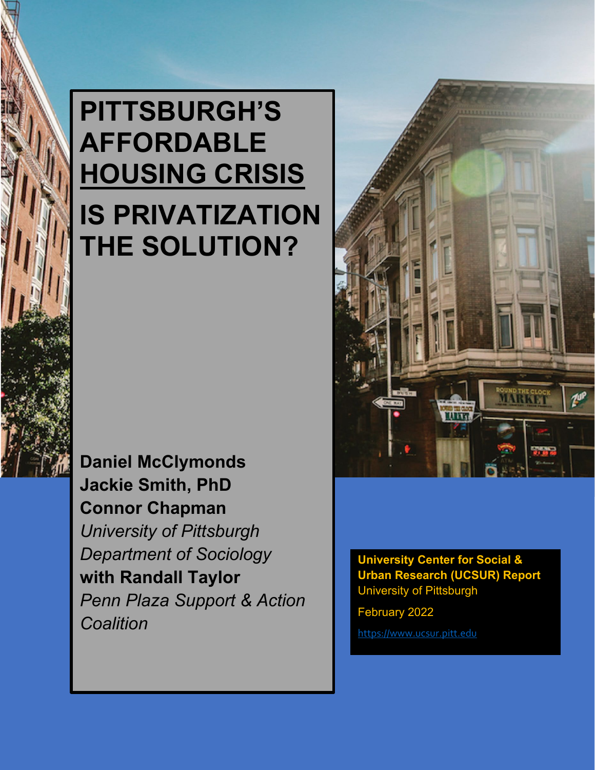# PITTSBURGH'S AFFORDABLE HOUSING CRISIS

# IS PRIVATIZATION THE SOLUTION?

**Daniel McClymonds**
**Jackie Smith, PhD**
**Connor Chapman**
*University of Pittsburgh*
*Department of Sociology*
**with Randall Taylor**
*Penn Plaza Support & Action Coalition*

**University Center for Social & Urban Research (UCSUR) Report**
University of Pittsburgh

February 2022

https://www.ucsur.pitt.edu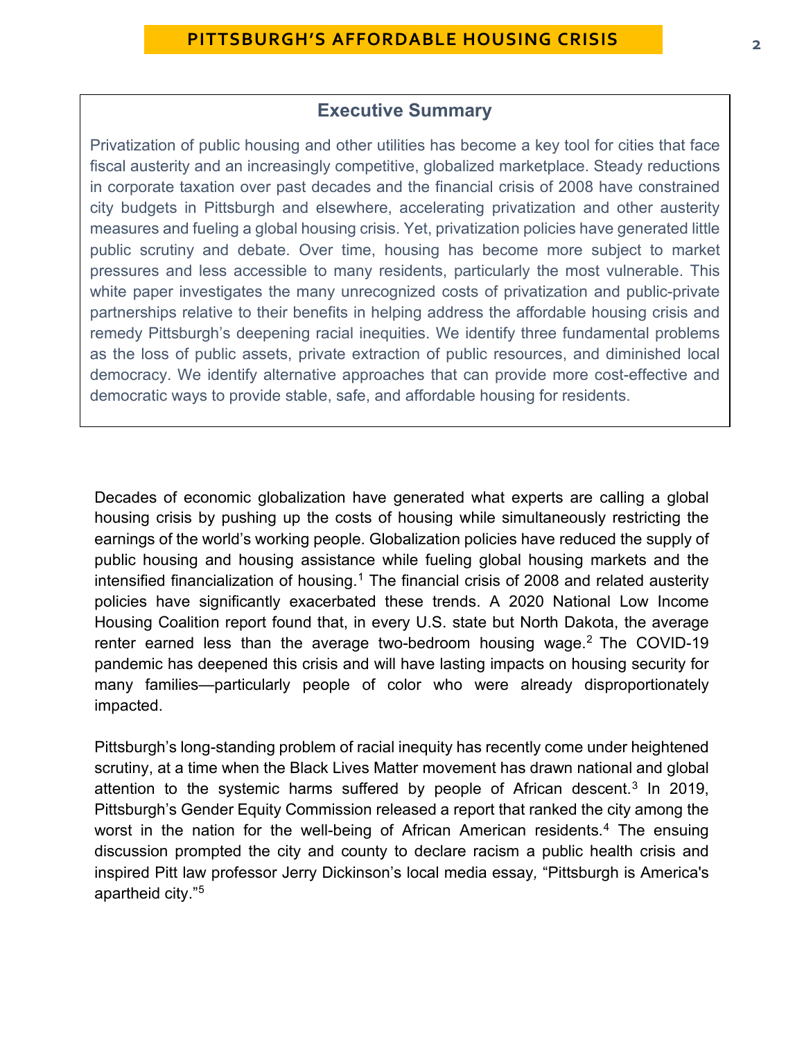## Executive Summary

Privatization of public housing and other utilities has become a key tool for cities that face fiscal austerity and an increasingly competitive, globalized marketplace. Steady reductions in corporate taxation over past decades and the financial crisis of 2008 have constrained city budgets in Pittsburgh and elsewhere, accelerating privatization and other austerity measures and fueling a global housing crisis. Yet, privatization policies have generated little public scrutiny and debate. Over time, housing has become more subject to market pressures and less accessible to many residents, particularly the most vulnerable. This white paper investigates the many unrecognized costs of privatization and public-private partnerships relative to their benefits in helping address the affordable housing crisis and remedy Pittsburgh's deepening racial inequities. We identify three fundamental problems as the loss of public assets, private extraction of public resources, and diminished local democracy. We identify alternative approaches that can provide more cost-effective and democratic ways to provide stable, safe, and affordable housing for residents.

Decades of economic globalization have generated what experts are calling a global housing crisis by pushing up the costs of housing while simultaneously restricting the earnings of the world's working people. Globalization policies have reduced the supply of public housing and housing assistance while fueling global housing markets and the intensified financialization of housing.[1] The financial crisis of 2008 and related austerity policies have significantly exacerbated these trends. A 2020 National Low Income Housing Coalition report found that, in every U.S. state but North Dakota, the average renter earned less than the average two-bedroom housing wage.[2] The COVID-19 pandemic has deepened this crisis and will have lasting impacts on housing security for many families—particularly people of color who were already disproportionately impacted.

Pittsburgh's long-standing problem of racial inequity has recently come under heightened scrutiny, at a time when the Black Lives Matter movement has drawn national and global attention to the systemic harms suffered by people of African descent.[3] In 2019, Pittsburgh's Gender Equity Commission released a report that ranked the city among the worst in the nation for the well-being of African American residents.[4] The ensuing discussion prompted the city and county to declare racism a public health crisis and inspired Pitt law professor Jerry Dickinson's local media essay, "Pittsburgh is America's apartheid city."[5]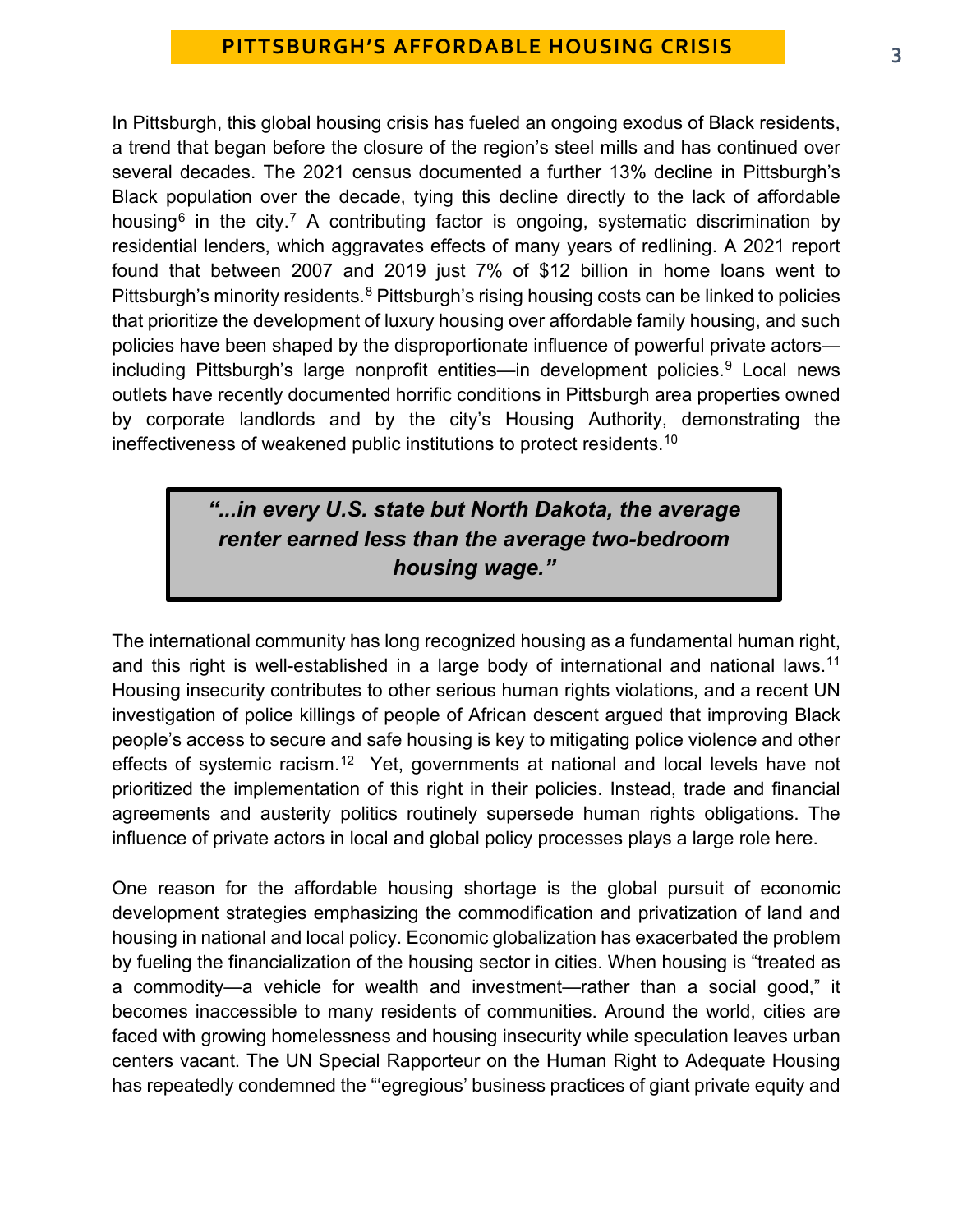In Pittsburgh, this global housing crisis has fueled an ongoing exodus of Black residents, a trend that began before the closure of the region's steel mills and has continued over several decades. The 2021 census documented a further 13% decline in Pittsburgh's Black population over the decade, tying this decline directly to the lack of affordable housing[6] in the city.[7] A contributing factor is ongoing, systematic discrimination by residential lenders, which aggravates effects of many years of redlining. A 2021 report found that between 2007 and 2019 just 7% of $12 billion in home loans went to Pittsburgh's minority residents.[8] Pittsburgh's rising housing costs can be linked to policies that prioritize the development of luxury housing over affordable family housing, and such policies have been shaped by the disproportionate influence of powerful private actors—including Pittsburgh's large nonprofit entities—in development policies.[9] Local news outlets have recently documented horrific conditions in Pittsburgh area properties owned by corporate landlords and by the city's Housing Authority, demonstrating the ineffectiveness of weakened public institutions to protect residents.[10]

> ***"...in every U.S. state but North Dakota, the average renter earned less than the average two-bedroom housing wage."***

The international community has long recognized housing as a fundamental human right, and this right is well-established in a large body of international and national laws.[11] Housing insecurity contributes to other serious human rights violations, and a recent UN investigation of police killings of people of African descent argued that improving Black people's access to secure and safe housing is key to mitigating police violence and other effects of systemic racism.[12] Yet, governments at national and local levels have not prioritized the implementation of this right in their policies. Instead, trade and financial agreements and austerity politics routinely supersede human rights obligations. The influence of private actors in local and global policy processes plays a large role here.

One reason for the affordable housing shortage is the global pursuit of economic development strategies emphasizing the commodification and privatization of land and housing in national and local policy. Economic globalization has exacerbated the problem by fueling the financialization of the housing sector in cities. When housing is "treated as a commodity—a vehicle for wealth and investment—rather than a social good," it becomes inaccessible to many residents of communities. Around the world, cities are faced with growing homelessness and housing insecurity while speculation leaves urban centers vacant. The UN Special Rapporteur on the Human Right to Adequate Housing has repeatedly condemned the "'egregious' business practices of giant private equity and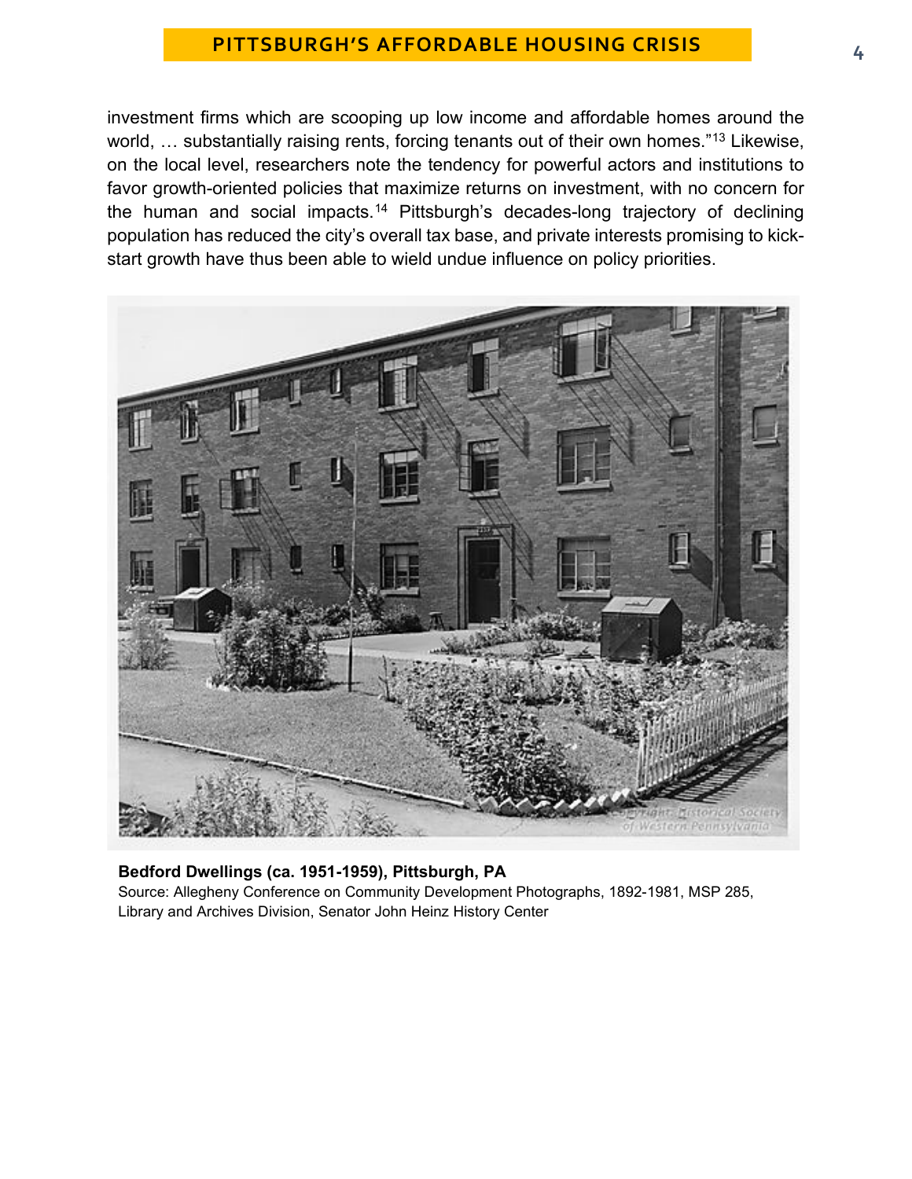investment firms which are scooping up low income and affordable homes around the world, … substantially raising rents, forcing tenants out of their own homes."[13] Likewise, on the local level, researchers note the tendency for powerful actors and institutions to favor growth-oriented policies that maximize returns on investment, with no concern for the human and social impacts.[14] Pittsburgh's decades-long trajectory of declining population has reduced the city's overall tax base, and private interests promising to kick-start growth have thus been able to wield undue influence on policy priorities.

**Bedford Dwellings (ca. 1951-1959), Pittsburgh, PA**
Source: Allegheny Conference on Community Development Photographs, 1892-1981, MSP 285, Library and Archives Division, Senator John Heinz History Center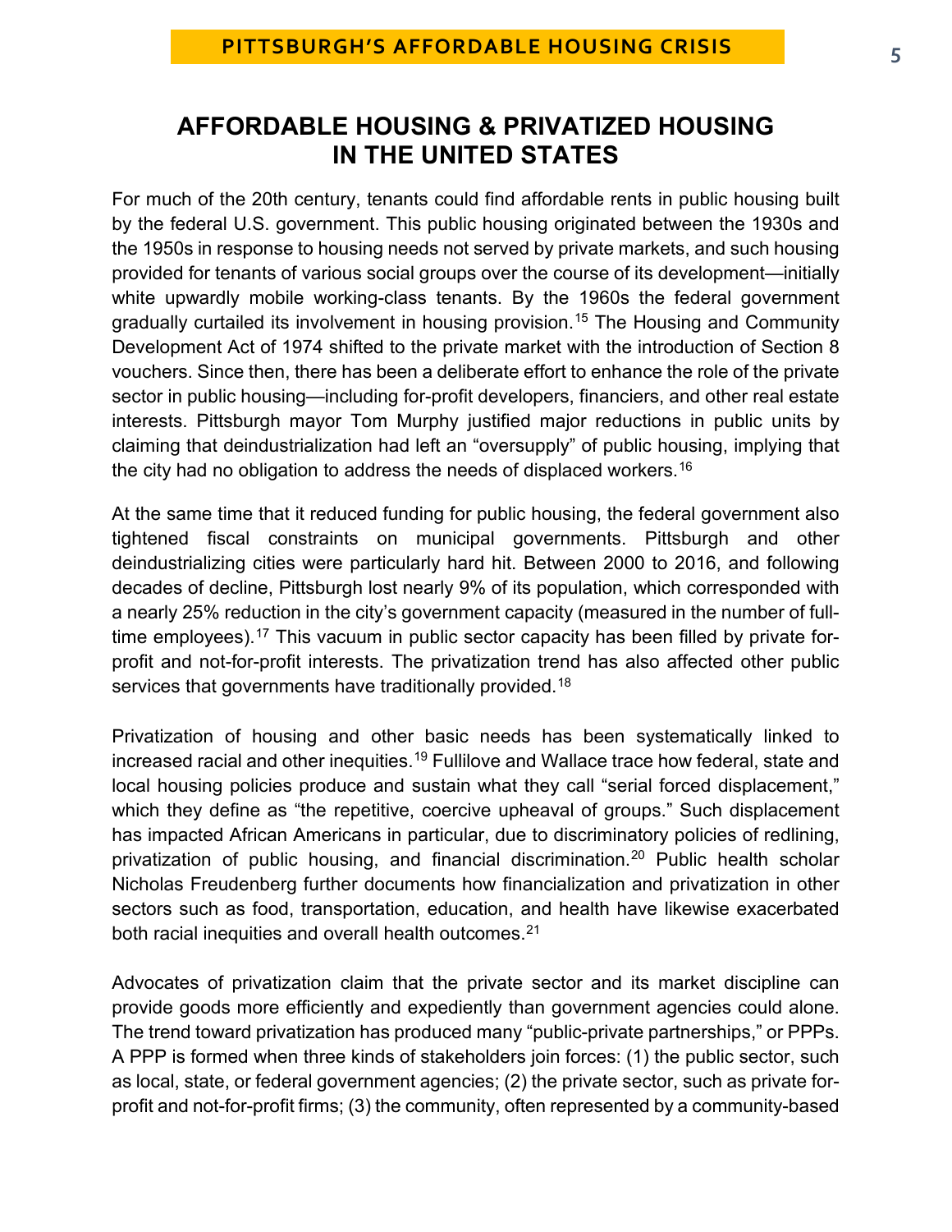## AFFORDABLE HOUSING & PRIVATIZED HOUSING IN THE UNITED STATES

For much of the 20th century, tenants could find affordable rents in public housing built by the federal U.S. government. This public housing originated between the 1930s and the 1950s in response to housing needs not served by private markets, and such housing provided for tenants of various social groups over the course of its development—initially white upwardly mobile working-class tenants. By the 1960s the federal government gradually curtailed its involvement in housing provision.[15] The Housing and Community Development Act of 1974 shifted to the private market with the introduction of Section 8 vouchers. Since then, there has been a deliberate effort to enhance the role of the private sector in public housing—including for-profit developers, financiers, and other real estate interests. Pittsburgh mayor Tom Murphy justified major reductions in public units by claiming that deindustrialization had left an "oversupply" of public housing, implying that the city had no obligation to address the needs of displaced workers.[16]

At the same time that it reduced funding for public housing, the federal government also tightened fiscal constraints on municipal governments. Pittsburgh and other deindustrializing cities were particularly hard hit. Between 2000 to 2016, and following decades of decline, Pittsburgh lost nearly 9% of its population, which corresponded with a nearly 25% reduction in the city's government capacity (measured in the number of full-time employees).[17] This vacuum in public sector capacity has been filled by private for-profit and not-for-profit interests. The privatization trend has also affected other public services that governments have traditionally provided.[18]

Privatization of housing and other basic needs has been systematically linked to increased racial and other inequities.[19] Fullilove and Wallace trace how federal, state and local housing policies produce and sustain what they call "serial forced displacement," which they define as "the repetitive, coercive upheaval of groups." Such displacement has impacted African Americans in particular, due to discriminatory policies of redlining, privatization of public housing, and financial discrimination.[20] Public health scholar Nicholas Freudenberg further documents how financialization and privatization in other sectors such as food, transportation, education, and health have likewise exacerbated both racial inequities and overall health outcomes.[21]

Advocates of privatization claim that the private sector and its market discipline can provide goods more efficiently and expediently than government agencies could alone. The trend toward privatization has produced many "public-private partnerships," or PPPs. A PPP is formed when three kinds of stakeholders join forces: (1) the public sector, such as local, state, or federal government agencies; (2) the private sector, such as private for-profit and not-for-profit firms; (3) the community, often represented by a community-based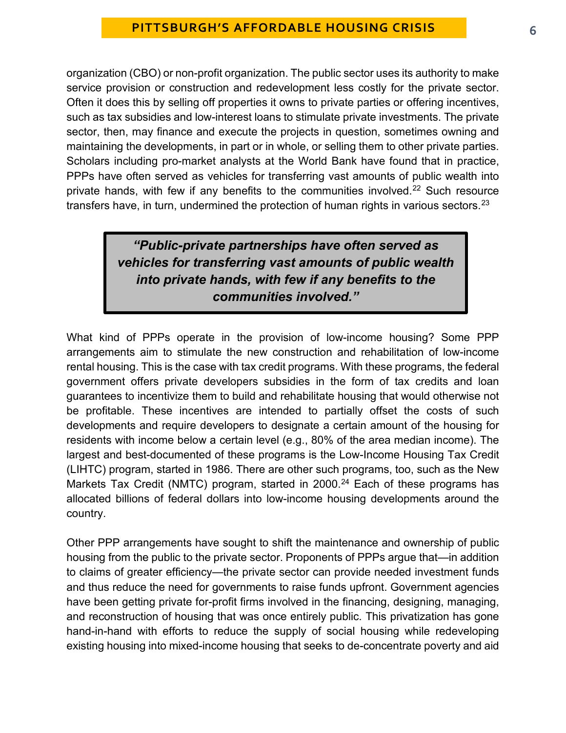organization (CBO) or non-profit organization. The public sector uses its authority to make service provision or construction and redevelopment less costly for the private sector. Often it does this by selling off properties it owns to private parties or offering incentives, such as tax subsidies and low-interest loans to stimulate private investments. The private sector, then, may finance and execute the projects in question, sometimes owning and maintaining the developments, in part or in whole, or selling them to other private parties. Scholars including pro-market analysts at the World Bank have found that in practice, PPPs have often served as vehicles for transferring vast amounts of public wealth into private hands, with few if any benefits to the communities involved.[22] Such resource transfers have, in turn, undermined the protection of human rights in various sectors.[23]

> ***"Public-private partnerships have often served as vehicles for transferring vast amounts of public wealth into private hands, with few if any benefits to the communities involved."***

What kind of PPPs operate in the provision of low-income housing? Some PPP arrangements aim to stimulate the new construction and rehabilitation of low-income rental housing. This is the case with tax credit programs. With these programs, the federal government offers private developers subsidies in the form of tax credits and loan guarantees to incentivize them to build and rehabilitate housing that would otherwise not be profitable. These incentives are intended to partially offset the costs of such developments and require developers to designate a certain amount of the housing for residents with income below a certain level (e.g., 80% of the area median income). The largest and best-documented of these programs is the Low-Income Housing Tax Credit (LIHTC) program, started in 1986. There are other such programs, too, such as the New Markets Tax Credit (NMTC) program, started in 2000.[24] Each of these programs has allocated billions of federal dollars into low-income housing developments around the country.

Other PPP arrangements have sought to shift the maintenance and ownership of public housing from the public to the private sector. Proponents of PPPs argue that—in addition to claims of greater efficiency—the private sector can provide needed investment funds and thus reduce the need for governments to raise funds upfront. Government agencies have been getting private for-profit firms involved in the financing, designing, managing, and reconstruction of housing that was once entirely public. This privatization has gone hand-in-hand with efforts to reduce the supply of social housing while redeveloping existing housing into mixed-income housing that seeks to de-concentrate poverty and aid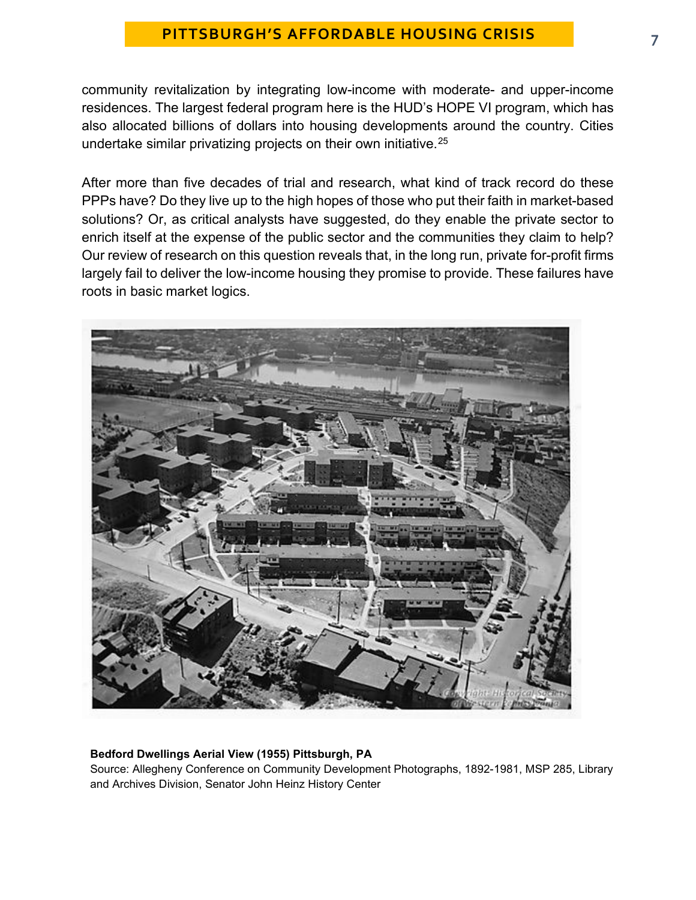community revitalization by integrating low-income with moderate- and upper-income residences. The largest federal program here is the HUD's HOPE VI program, which has also allocated billions of dollars into housing developments around the country. Cities undertake similar privatizing projects on their own initiative.[25]

After more than five decades of trial and research, what kind of track record do these PPPs have? Do they live up to the high hopes of those who put their faith in market-based solutions? Or, as critical analysts have suggested, do they enable the private sector to enrich itself at the expense of the public sector and the communities they claim to help? Our review of research on this question reveals that, in the long run, private for-profit firms largely fail to deliver the low-income housing they promise to provide. These failures have roots in basic market logics.

**Bedford Dwellings Aerial View (1955) Pittsburgh, PA**
Source: Allegheny Conference on Community Development Photographs, 1892-1981, MSP 285, Library and Archives Division, Senator John Heinz History Center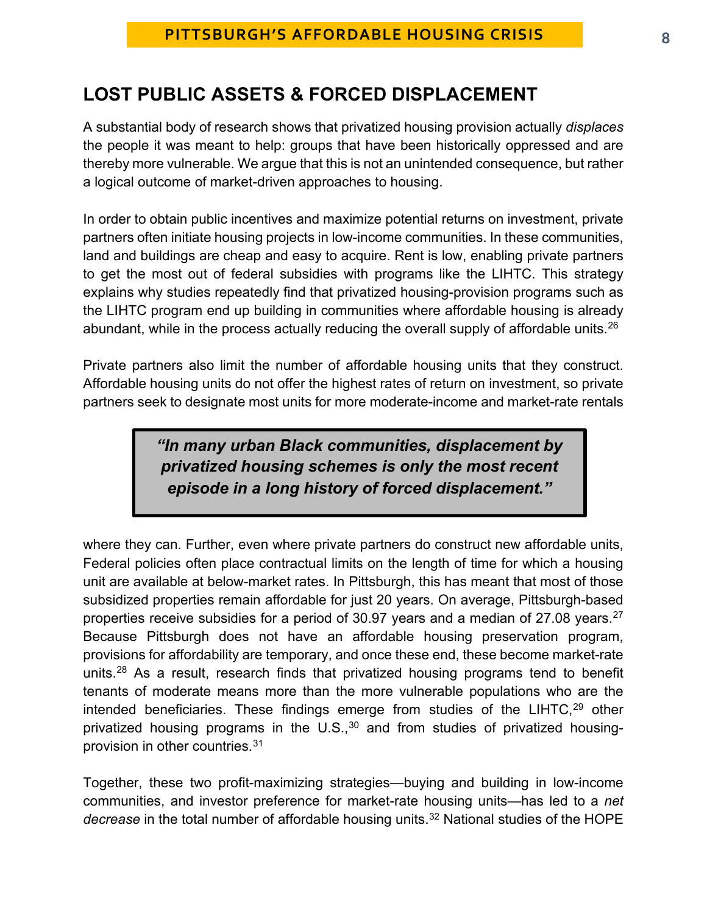## LOST PUBLIC ASSETS & FORCED DISPLACEMENT

A substantial body of research shows that privatized housing provision actually *displaces* the people it was meant to help: groups that have been historically oppressed and are thereby more vulnerable. We argue that this is not an unintended consequence, but rather a logical outcome of market-driven approaches to housing.

In order to obtain public incentives and maximize potential returns on investment, private partners often initiate housing projects in low-income communities. In these communities, land and buildings are cheap and easy to acquire. Rent is low, enabling private partners to get the most out of federal subsidies with programs like the LIHTC. This strategy explains why studies repeatedly find that privatized housing-provision programs such as the LIHTC program end up building in communities where affordable housing is already abundant, while in the process actually reducing the overall supply of affordable units.[26]

Private partners also limit the number of affordable housing units that they construct. Affordable housing units do not offer the highest rates of return on investment, so private partners seek to designate most units for more moderate-income and market-rate rentals where they can. Further, even where private partners do construct new affordable units, Federal policies often place contractual limits on the length of time for which a housing unit are available at below-market rates. In Pittsburgh, this has meant that most of those subsidized properties remain affordable for just 20 years. On average, Pittsburgh-based properties receive subsidies for a period of 30.97 years and a median of 27.08 years.[27] Because Pittsburgh does not have an affordable housing preservation program, provisions for affordability are temporary, and once these end, these become market-rate units.[28] As a result, research finds that privatized housing programs tend to benefit tenants of moderate means more than the more vulnerable populations who are the intended beneficiaries. These findings emerge from studies of the LIHTC,[29] other privatized housing programs in the U.S.,[30] and from studies of privatized housing-provision in other countries.[31]

> ***"In many urban Black communities, displacement by privatized housing schemes is only the most recent episode in a long history of forced displacement."***

Together, these two profit-maximizing strategies—buying and building in low-income communities, and investor preference for market-rate housing units—has led to a *net decrease* in the total number of affordable housing units.[32] National studies of the HOPE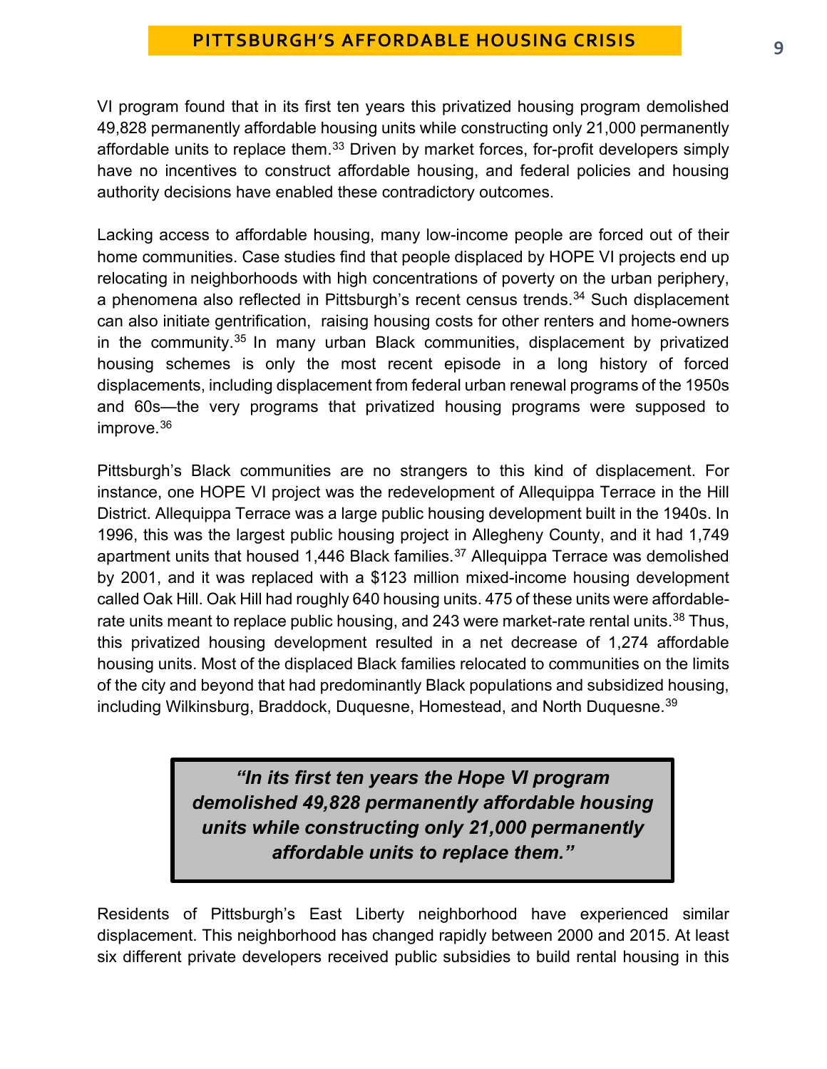VI program found that in its first ten years this privatized housing program demolished 49,828 permanently affordable housing units while constructing only 21,000 permanently affordable units to replace them.[33] Driven by market forces, for-profit developers simply have no incentives to construct affordable housing, and federal policies and housing authority decisions have enabled these contradictory outcomes.

Lacking access to affordable housing, many low-income people are forced out of their home communities. Case studies find that people displaced by HOPE VI projects end up relocating in neighborhoods with high concentrations of poverty on the urban periphery, a phenomena also reflected in Pittsburgh's recent census trends.[34] Such displacement can also initiate gentrification, raising housing costs for other renters and home-owners in the community.[35] In many urban Black communities, displacement by privatized housing schemes is only the most recent episode in a long history of forced displacements, including displacement from federal urban renewal programs of the 1950s and 60s—the very programs that privatized housing programs were supposed to improve.[36]

Pittsburgh's Black communities are no strangers to this kind of displacement. For instance, one HOPE VI project was the redevelopment of Allequippa Terrace in the Hill District. Allequippa Terrace was a large public housing development built in the 1940s. In 1996, this was the largest public housing project in Allegheny County, and it had 1,749 apartment units that housed 1,446 Black families.[37] Allequippa Terrace was demolished by 2001, and it was replaced with a $123 million mixed-income housing development called Oak Hill. Oak Hill had roughly 640 housing units. 475 of these units were affordable-rate units meant to replace public housing, and 243 were market-rate rental units.[38] Thus, this privatized housing development resulted in a net decrease of 1,274 affordable housing units. Most of the displaced Black families relocated to communities on the limits of the city and beyond that had predominantly Black populations and subsidized housing, including Wilkinsburg, Braddock, Duquesne, Homestead, and North Duquesne.[39]

> ***"In its first ten years the Hope VI program demolished 49,828 permanently affordable housing units while constructing only 21,000 permanently affordable units to replace them."***

Residents of Pittsburgh's East Liberty neighborhood have experienced similar displacement. This neighborhood has changed rapidly between 2000 and 2015. At least six different private developers received public subsidies to build rental housing in this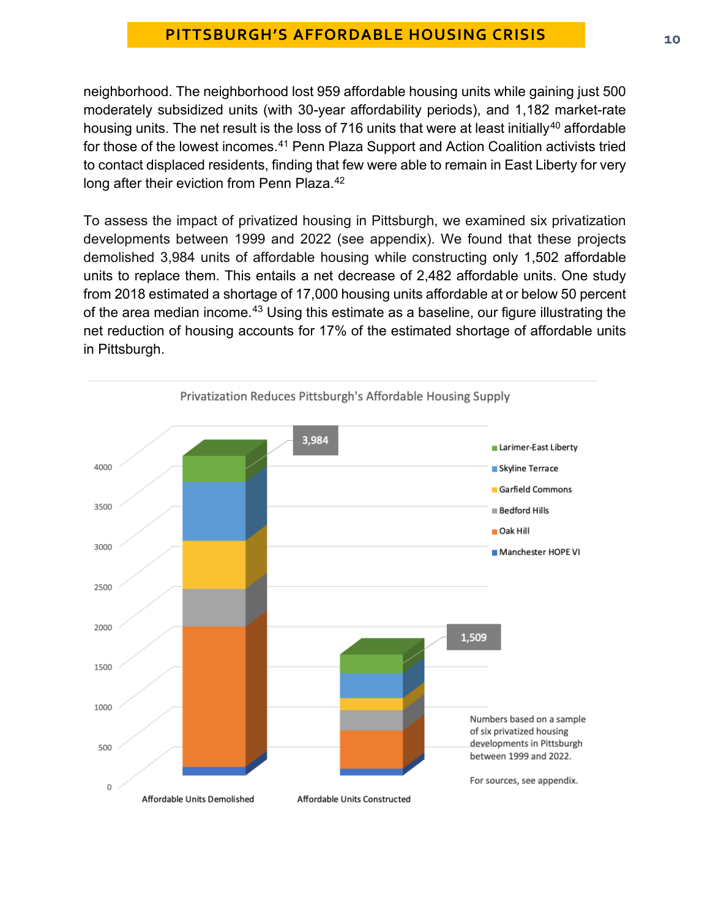neighborhood. The neighborhood lost 959 affordable housing units while gaining just 500 moderately subsidized units (with 30-year affordability periods), and 1,182 market-rate housing units. The net result is the loss of 716 units that were at least initially[40] affordable for those of the lowest incomes.[41] Penn Plaza Support and Action Coalition activists tried to contact displaced residents, finding that few were able to remain in East Liberty for very long after their eviction from Penn Plaza.[42]

To assess the impact of privatized housing in Pittsburgh, we examined six privatization developments between 1999 and 2022 (see appendix). We found that these projects demolished 3,984 units of affordable housing while constructing only 1,502 affordable units to replace them. This entails a net decrease of 2,482 affordable units. One study from 2018 estimated a shortage of 17,000 housing units affordable at or below 50 percent of the area median income.[43] Using this estimate as a baseline, our figure illustrating the net reduction of housing accounts for 17% of the estimated shortage of affordable units in Pittsburgh.

**Privatization Reduces Pittsburgh's Affordable Housing Supply**

| | Affordable Units Demolished | Affordable Units Constructed |
|---|---|---|
| Total | 3,984 | 1,509 |

Legend: Larimer-East Liberty; Skyline Terrace; Garfield Commons; Bedford Hills; Oak Hill; Manchester HOPE VI

Numbers based on a sample of six privatized housing developments in Pittsburgh between 1999 and 2022.

For sources, see appendix.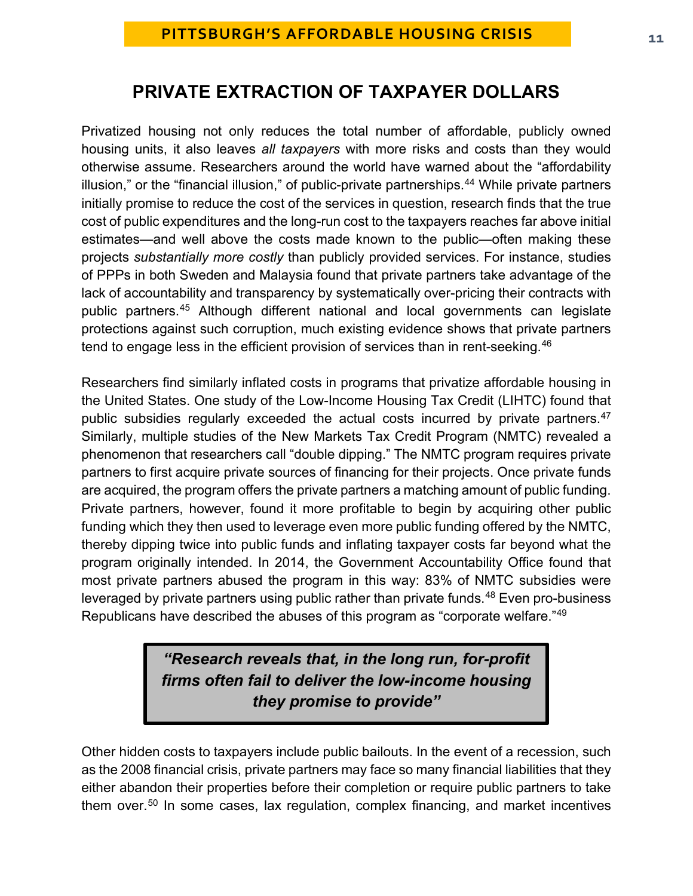## PRIVATE EXTRACTION OF TAXPAYER DOLLARS

Privatized housing not only reduces the total number of affordable, publicly owned housing units, it also leaves *all taxpayers* with more risks and costs than they would otherwise assume. Researchers around the world have warned about the "affordability illusion," or the "financial illusion," of public-private partnerships.[44] While private partners initially promise to reduce the cost of the services in question, research finds that the true cost of public expenditures and the long-run cost to the taxpayers reaches far above initial estimates—and well above the costs made known to the public—often making these projects *substantially more costly* than publicly provided services. For instance, studies of PPPs in both Sweden and Malaysia found that private partners take advantage of the lack of accountability and transparency by systematically over-pricing their contracts with public partners.[45] Although different national and local governments can legislate protections against such corruption, much existing evidence shows that private partners tend to engage less in the efficient provision of services than in rent-seeking.[46]

Researchers find similarly inflated costs in programs that privatize affordable housing in the United States. One study of the Low-Income Housing Tax Credit (LIHTC) found that public subsidies regularly exceeded the actual costs incurred by private partners.[47] Similarly, multiple studies of the New Markets Tax Credit Program (NMTC) revealed a phenomenon that researchers call "double dipping." The NMTC program requires private partners to first acquire private sources of financing for their projects. Once private funds are acquired, the program offers the private partners a matching amount of public funding. Private partners, however, found it more profitable to begin by acquiring other public funding which they then used to leverage even more public funding offered by the NMTC, thereby dipping twice into public funds and inflating taxpayer costs far beyond what the program originally intended. In 2014, the Government Accountability Office found that most private partners abused the program in this way: 83% of NMTC subsidies were leveraged by private partners using public rather than private funds.[48] Even pro-business Republicans have described the abuses of this program as "corporate welfare."[49]

> ***"Research reveals that, in the long run, for-profit firms often fail to deliver the low-income housing they promise to provide"***

Other hidden costs to taxpayers include public bailouts. In the event of a recession, such as the 2008 financial crisis, private partners may face so many financial liabilities that they either abandon their properties before their completion or require public partners to take them over.[50] In some cases, lax regulation, complex financing, and market incentives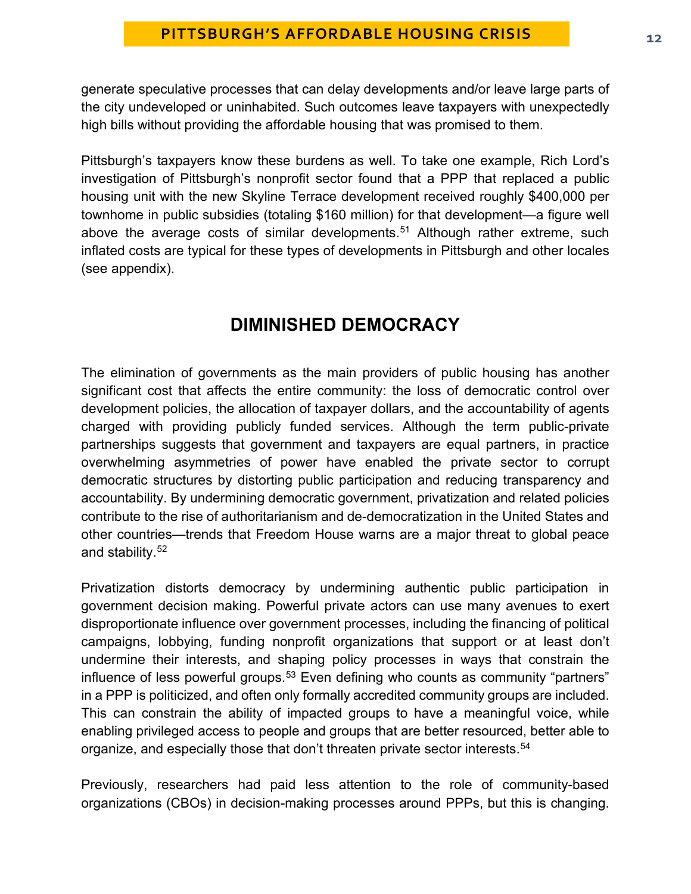generate speculative processes that can delay developments and/or leave large parts of the city undeveloped or uninhabited. Such outcomes leave taxpayers with unexpectedly high bills without providing the affordable housing that was promised to them.

Pittsburgh's taxpayers know these burdens as well. To take one example, Rich Lord's investigation of Pittsburgh's nonprofit sector found that a PPP that replaced a public housing unit with the new Skyline Terrace development received roughly $400,000 per townhome in public subsidies (totaling $160 million) for that development—a figure well above the average costs of similar developments.[51] Although rather extreme, such inflated costs are typical for these types of developments in Pittsburgh and other locales (see appendix).

## DIMINISHED DEMOCRACY

The elimination of governments as the main providers of public housing has another significant cost that affects the entire community: the loss of democratic control over development policies, the allocation of taxpayer dollars, and the accountability of agents charged with providing publicly funded services. Although the term public-private partnerships suggests that government and taxpayers are equal partners, in practice overwhelming asymmetries of power have enabled the private sector to corrupt democratic structures by distorting public participation and reducing transparency and accountability. By undermining democratic government, privatization and related policies contribute to the rise of authoritarianism and de-democratization in the United States and other countries—trends that Freedom House warns are a major threat to global peace and stability.[52]

Privatization distorts democracy by undermining authentic public participation in government decision making. Powerful private actors can use many avenues to exert disproportionate influence over government processes, including the financing of political campaigns, lobbying, funding nonprofit organizations that support or at least don't undermine their interests, and shaping policy processes in ways that constrain the influence of less powerful groups.[53] Even defining who counts as community "partners" in a PPP is politicized, and often only formally accredited community groups are included. This can constrain the ability of impacted groups to have a meaningful voice, while enabling privileged access to people and groups that are better resourced, better able to organize, and especially those that don't threaten private sector interests.[54]

Previously, researchers had paid less attention to the role of community-based organizations (CBOs) in decision-making processes around PPPs, but this is changing.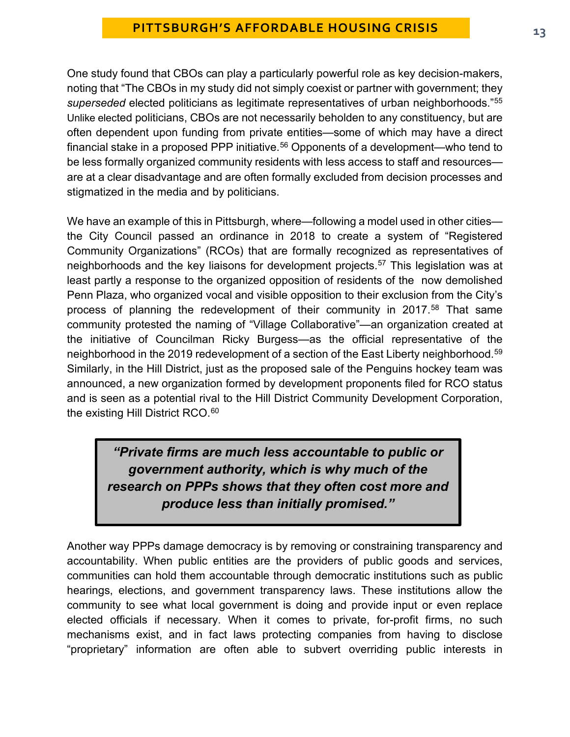One study found that CBOs can play a particularly powerful role as key decision-makers, noting that "The CBOs in my study did not simply coexist or partner with government; they *superseded* elected politicians as legitimate representatives of urban neighborhoods."[55] Unlike elected politicians, CBOs are not necessarily beholden to any constituency, but are often dependent upon funding from private entities—some of which may have a direct financial stake in a proposed PPP initiative.[56] Opponents of a development—who tend to be less formally organized community residents with less access to staff and resources—are at a clear disadvantage and are often formally excluded from decision processes and stigmatized in the media and by politicians.

We have an example of this in Pittsburgh, where—following a model used in other cities—the City Council passed an ordinance in 2018 to create a system of "Registered Community Organizations" (RCOs) that are formally recognized as representatives of neighborhoods and the key liaisons for development projects.[57] This legislation was at least partly a response to the organized opposition of residents of the now demolished Penn Plaza, who organized vocal and visible opposition to their exclusion from the City's process of planning the redevelopment of their community in 2017.[58] That same community protested the naming of "Village Collaborative"—an organization created at the initiative of Councilman Ricky Burgess—as the official representative of the neighborhood in the 2019 redevelopment of a section of the East Liberty neighborhood.[59] Similarly, in the Hill District, just as the proposed sale of the Penguins hockey team was announced, a new organization formed by development proponents filed for RCO status and is seen as a potential rival to the Hill District Community Development Corporation, the existing Hill District RCO.[60]

> ***"Private firms are much less accountable to public or government authority, which is why much of the research on PPPs shows that they often cost more and produce less than initially promised."***

Another way PPPs damage democracy is by removing or constraining transparency and accountability. When public entities are the providers of public goods and services, communities can hold them accountable through democratic institutions such as public hearings, elections, and government transparency laws. These institutions allow the community to see what local government is doing and provide input or even replace elected officials if necessary. When it comes to private, for-profit firms, no such mechanisms exist, and in fact laws protecting companies from having to disclose "proprietary" information are often able to subvert overriding public interests in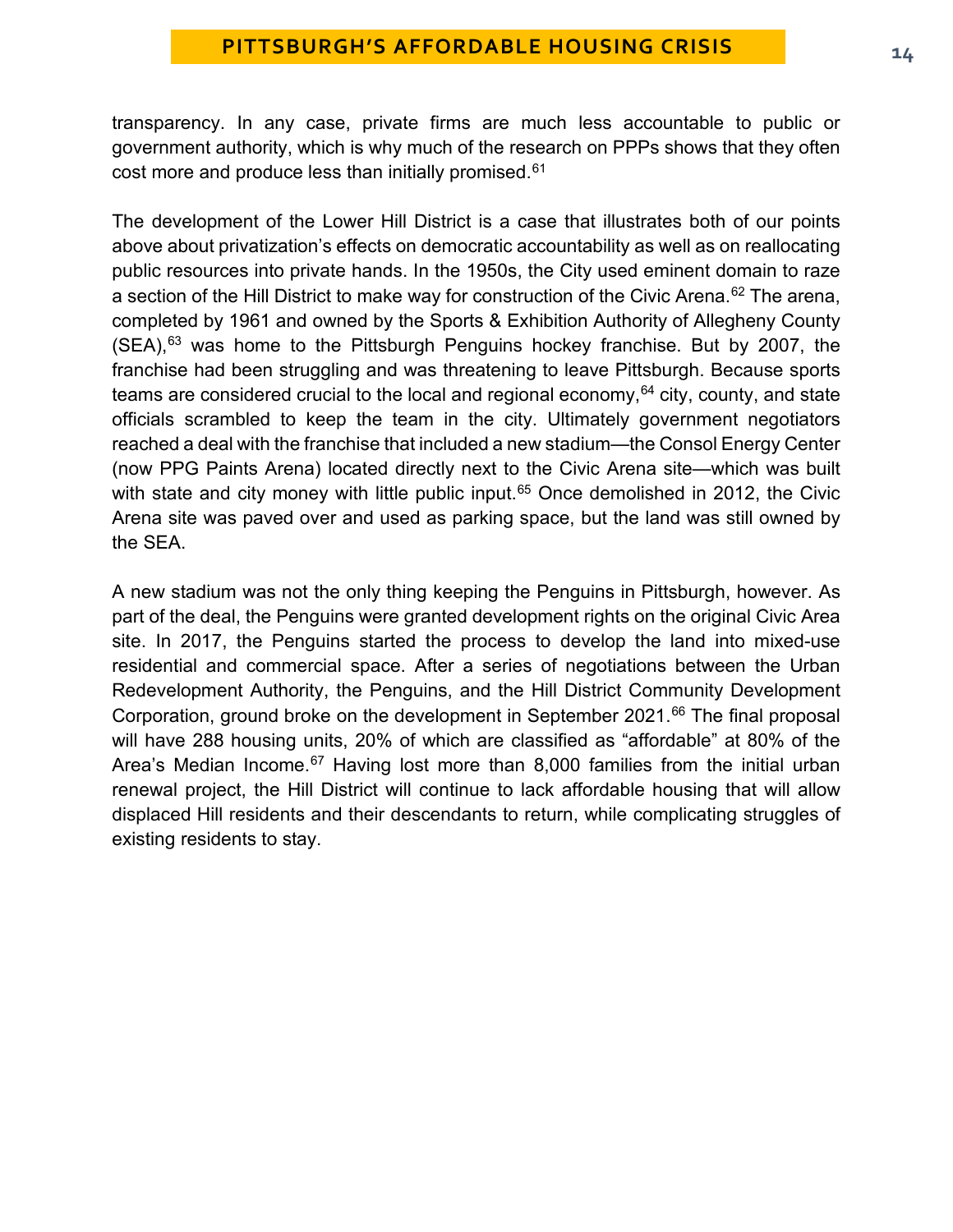transparency. In any case, private firms are much less accountable to public or government authority, which is why much of the research on PPPs shows that they often cost more and produce less than initially promised.[61]

The development of the Lower Hill District is a case that illustrates both of our points above about privatization's effects on democratic accountability as well as on reallocating public resources into private hands. In the 1950s, the City used eminent domain to raze a section of the Hill District to make way for construction of the Civic Arena.[62] The arena, completed by 1961 and owned by the Sports & Exhibition Authority of Allegheny County (SEA),[63] was home to the Pittsburgh Penguins hockey franchise. But by 2007, the franchise had been struggling and was threatening to leave Pittsburgh. Because sports teams are considered crucial to the local and regional economy,[64] city, county, and state officials scrambled to keep the team in the city. Ultimately government negotiators reached a deal with the franchise that included a new stadium—the Consol Energy Center (now PPG Paints Arena) located directly next to the Civic Arena site—which was built with state and city money with little public input.[65] Once demolished in 2012, the Civic Arena site was paved over and used as parking space, but the land was still owned by the SEA.

A new stadium was not the only thing keeping the Penguins in Pittsburgh, however. As part of the deal, the Penguins were granted development rights on the original Civic Area site. In 2017, the Penguins started the process to develop the land into mixed-use residential and commercial space. After a series of negotiations between the Urban Redevelopment Authority, the Penguins, and the Hill District Community Development Corporation, ground broke on the development in September 2021.[66] The final proposal will have 288 housing units, 20% of which are classified as "affordable" at 80% of the Area's Median Income.[67] Having lost more than 8,000 families from the initial urban renewal project, the Hill District will continue to lack affordable housing that will allow displaced Hill residents and their descendants to return, while complicating struggles of existing residents to stay.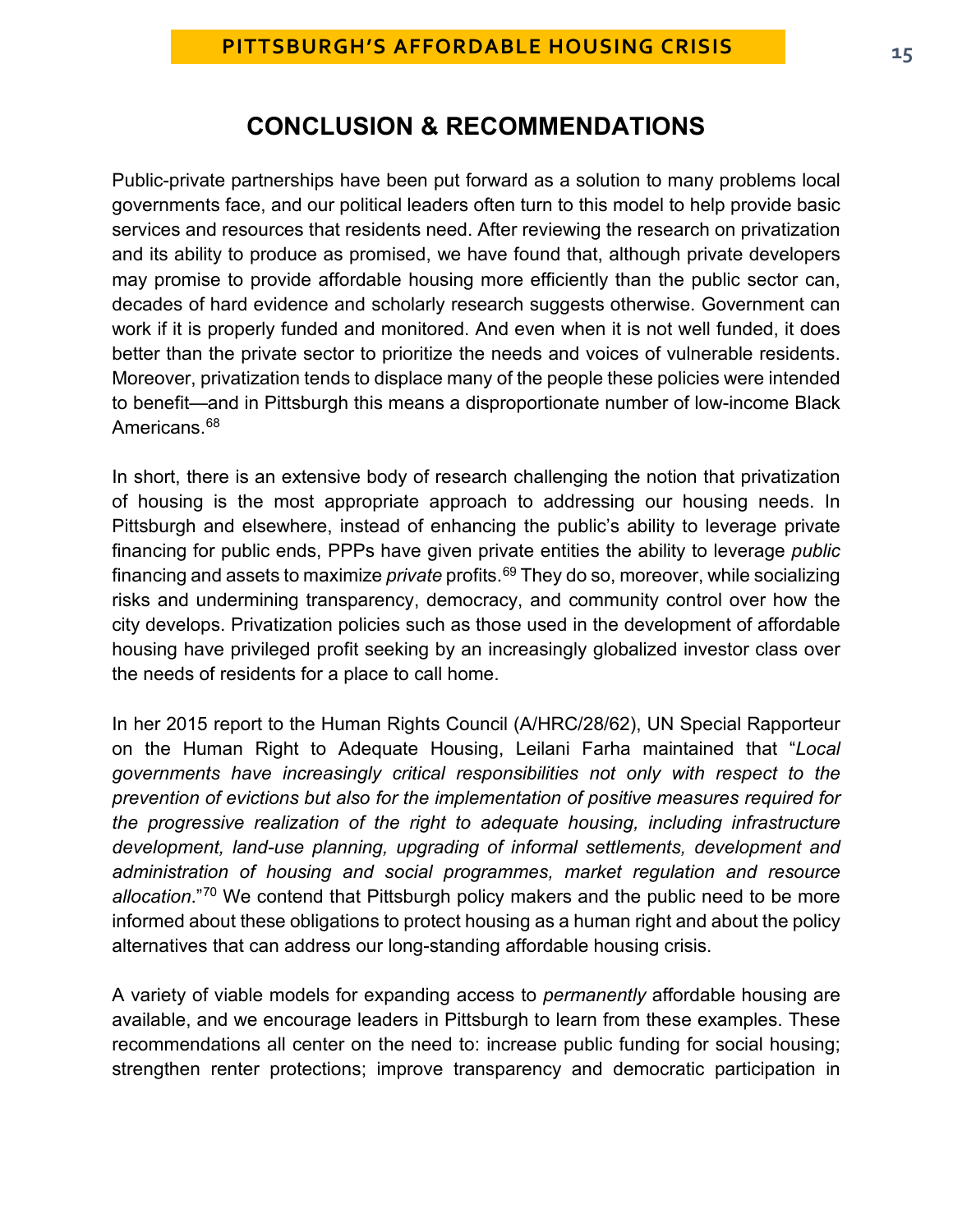## CONCLUSION & RECOMMENDATIONS

Public-private partnerships have been put forward as a solution to many problems local governments face, and our political leaders often turn to this model to help provide basic services and resources that residents need. After reviewing the research on privatization and its ability to produce as promised, we have found that, although private developers may promise to provide affordable housing more efficiently than the public sector can, decades of hard evidence and scholarly research suggests otherwise. Government can work if it is properly funded and monitored. And even when it is not well funded, it does better than the private sector to prioritize the needs and voices of vulnerable residents. Moreover, privatization tends to displace many of the people these policies were intended to benefit—and in Pittsburgh this means a disproportionate number of low-income Black Americans.[68]

In short, there is an extensive body of research challenging the notion that privatization of housing is the most appropriate approach to addressing our housing needs. In Pittsburgh and elsewhere, instead of enhancing the public's ability to leverage private financing for public ends, PPPs have given private entities the ability to leverage *public* financing and assets to maximize *private* profits.[69] They do so, moreover, while socializing risks and undermining transparency, democracy, and community control over how the city develops. Privatization policies such as those used in the development of affordable housing have privileged profit seeking by an increasingly globalized investor class over the needs of residents for a place to call home.

In her 2015 report to the Human Rights Council (A/HRC/28/62), UN Special Rapporteur on the Human Right to Adequate Housing, Leilani Farha maintained that "*Local governments have increasingly critical responsibilities not only with respect to the prevention of evictions but also for the implementation of positive measures required for the progressive realization of the right to adequate housing, including infrastructure development, land-use planning, upgrading of informal settlements, development and administration of housing and social programmes, market regulation and resource allocation*."[70] We contend that Pittsburgh policy makers and the public need to be more informed about these obligations to protect housing as a human right and about the policy alternatives that can address our long-standing affordable housing crisis.

A variety of viable models for expanding access to *permanently* affordable housing are available, and we encourage leaders in Pittsburgh to learn from these examples. These recommendations all center on the need to: increase public funding for social housing; strengthen renter protections; improve transparency and democratic participation in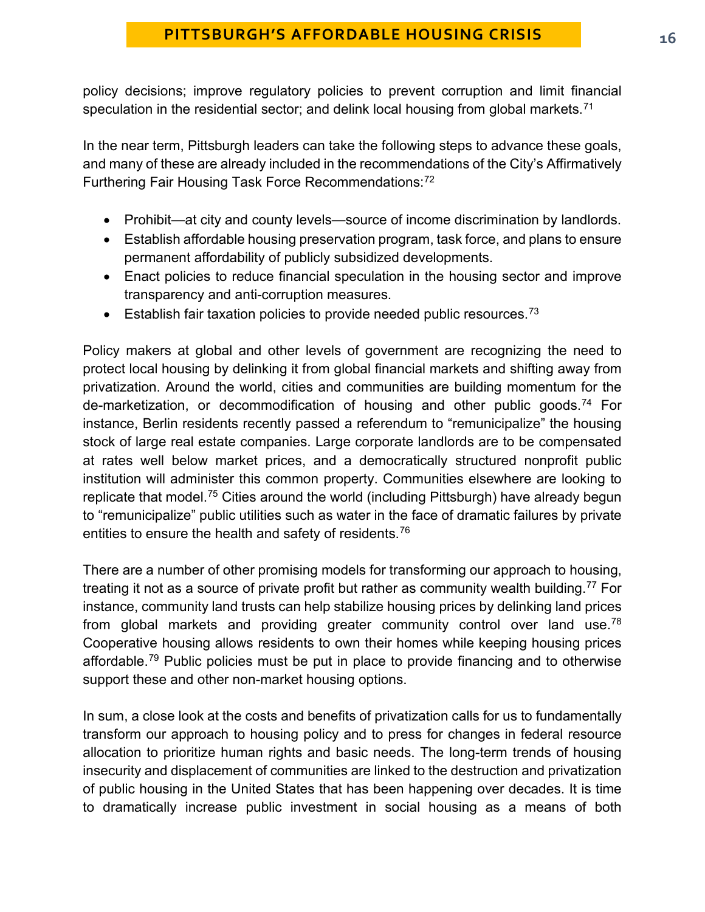policy decisions; improve regulatory policies to prevent corruption and limit financial speculation in the residential sector; and delink local housing from global markets.[71]

In the near term, Pittsburgh leaders can take the following steps to advance these goals, and many of these are already included in the recommendations of the City's Affirmatively Furthering Fair Housing Task Force Recommendations:[72]

- Prohibit—at city and county levels—source of income discrimination by landlords.
- Establish affordable housing preservation program, task force, and plans to ensure permanent affordability of publicly subsidized developments.
- Enact policies to reduce financial speculation in the housing sector and improve transparency and anti-corruption measures.
- Establish fair taxation policies to provide needed public resources.[73]

Policy makers at global and other levels of government are recognizing the need to protect local housing by delinking it from global financial markets and shifting away from privatization. Around the world, cities and communities are building momentum for the de-marketization, or decommodification of housing and other public goods.[74] For instance, Berlin residents recently passed a referendum to "remunicipalize" the housing stock of large real estate companies. Large corporate landlords are to be compensated at rates well below market prices, and a democratically structured nonprofit public institution will administer this common property. Communities elsewhere are looking to replicate that model.[75] Cities around the world (including Pittsburgh) have already begun to "remunicipalize" public utilities such as water in the face of dramatic failures by private entities to ensure the health and safety of residents.[76]

There are a number of other promising models for transforming our approach to housing, treating it not as a source of private profit but rather as community wealth building.[77] For instance, community land trusts can help stabilize housing prices by delinking land prices from global markets and providing greater community control over land use.[78] Cooperative housing allows residents to own their homes while keeping housing prices affordable.[79] Public policies must be put in place to provide financing and to otherwise support these and other non-market housing options.

In sum, a close look at the costs and benefits of privatization calls for us to fundamentally transform our approach to housing policy and to press for changes in federal resource allocation to prioritize human rights and basic needs. The long-term trends of housing insecurity and displacement of communities are linked to the destruction and privatization of public housing in the United States that has been happening over decades. It is time to dramatically increase public investment in social housing as a means of both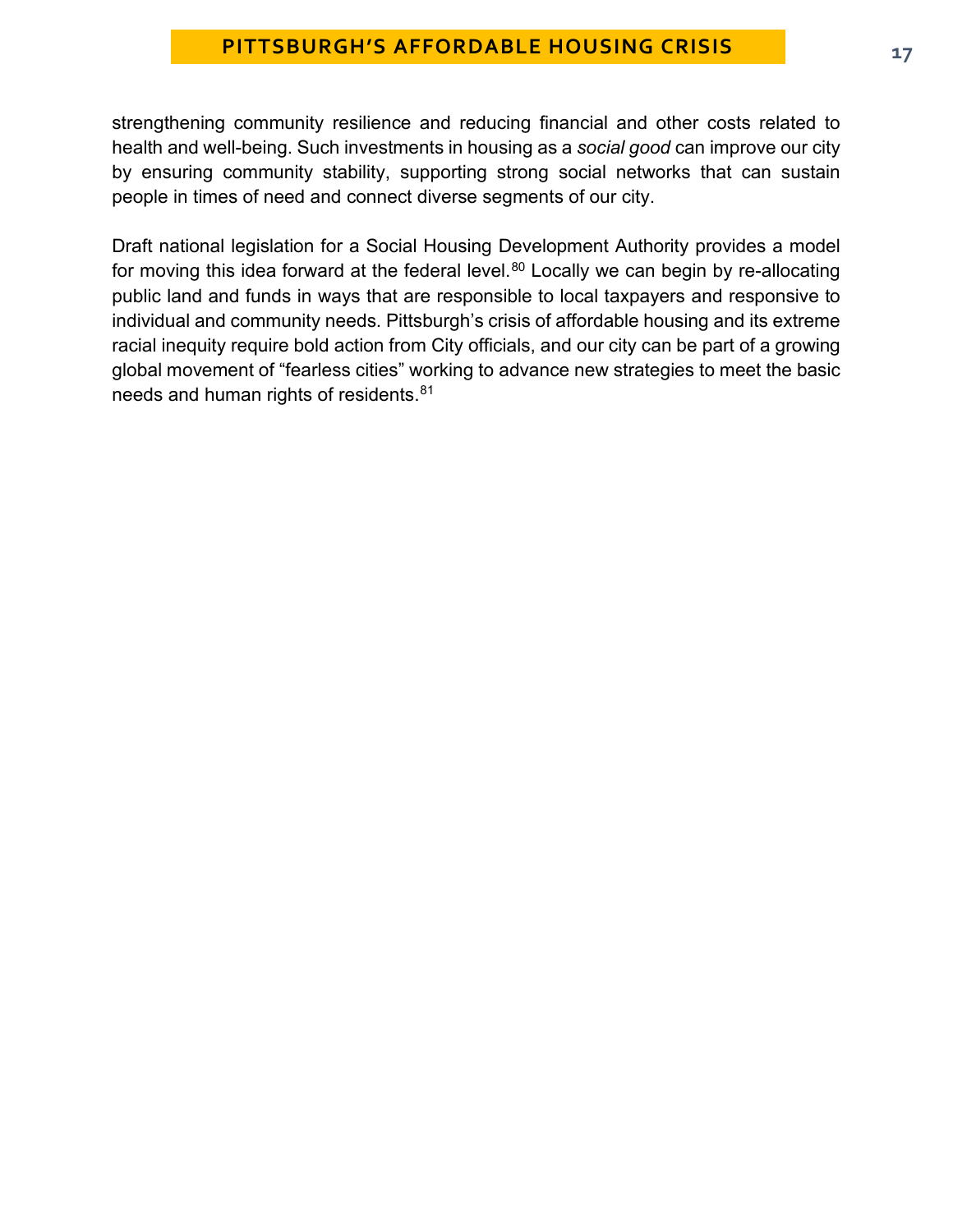strengthening community resilience and reducing financial and other costs related to health and well-being. Such investments in housing as a *social good* can improve our city by ensuring community stability, supporting strong social networks that can sustain people in times of need and connect diverse segments of our city.

Draft national legislation for a Social Housing Development Authority provides a model for moving this idea forward at the federal level.[80] Locally we can begin by re-allocating public land and funds in ways that are responsible to local taxpayers and responsive to individual and community needs. Pittsburgh's crisis of affordable housing and its extreme racial inequity require bold action from City officials, and our city can be part of a growing global movement of "fearless cities" working to advance new strategies to meet the basic needs and human rights of residents.[81]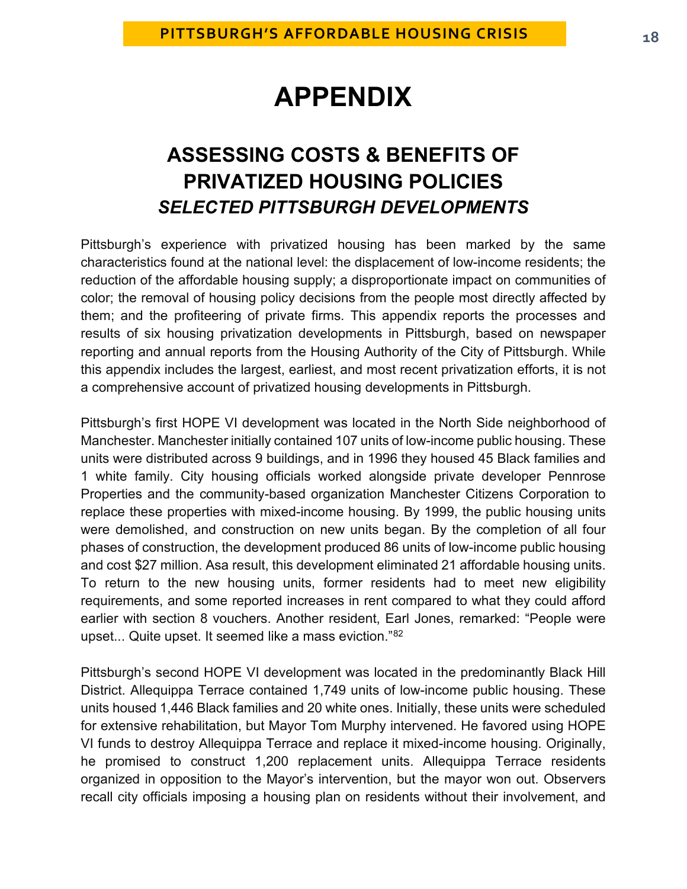// The running header "PITTSBURGH'S AFFORDABLE HOUSING CRISIS" and the page number "18" are omitted per the rules.
# APPENDIX

## ASSESSING COSTS & BENEFITS OF PRIVATIZED HOUSING POLICIES

### *SELECTED PITTSBURGH DEVELOPMENTS*

Pittsburgh's experience with privatized housing has been marked by the same characteristics found at the national level: the displacement of low-income residents; the reduction of the affordable housing supply; a disproportionate impact on communities of color; the removal of housing policy decisions from the people most directly affected by them; and the profiteering of private firms. This appendix reports the processes and results of six housing privatization developments in Pittsburgh, based on newspaper reporting and annual reports from the Housing Authority of the City of Pittsburgh. While this appendix includes the largest, earliest, and most recent privatization efforts, it is not a comprehensive account of privatized housing developments in Pittsburgh.

Pittsburgh's first HOPE VI development was located in the North Side neighborhood of Manchester. Manchester initially contained 107 units of low-income public housing. These units were distributed across 9 buildings, and in 1996 they housed 45 Black families and 1 white family. City housing officials worked alongside private developer Pennrose Properties and the community-based organization Manchester Citizens Corporation to replace these properties with mixed-income housing. By 1999, the public housing units were demolished, and construction on new units began. By the completion of all four phases of construction, the development produced 86 units of low-income public housing and cost $27 million. Asa result, this development eliminated 21 affordable housing units. To return to the new housing units, former residents had to meet new eligibility requirements, and some reported increases in rent compared to what they could afford earlier with section 8 vouchers. Another resident, Earl Jones, remarked: "People were upset... Quite upset. It seemed like a mass eviction."[82]

Pittsburgh's second HOPE VI development was located in the predominantly Black Hill District. Allequippa Terrace contained 1,749 units of low-income public housing. These units housed 1,446 Black families and 20 white ones. Initially, these units were scheduled for extensive rehabilitation, but Mayor Tom Murphy intervened. He favored using HOPE VI funds to destroy Allequippa Terrace and replace it mixed-income housing. Originally, he promised to construct 1,200 replacement units. Allequippa Terrace residents organized in opposition to the Mayor's intervention, but the mayor won out. Observers recall city officials imposing a housing plan on residents without their involvement, and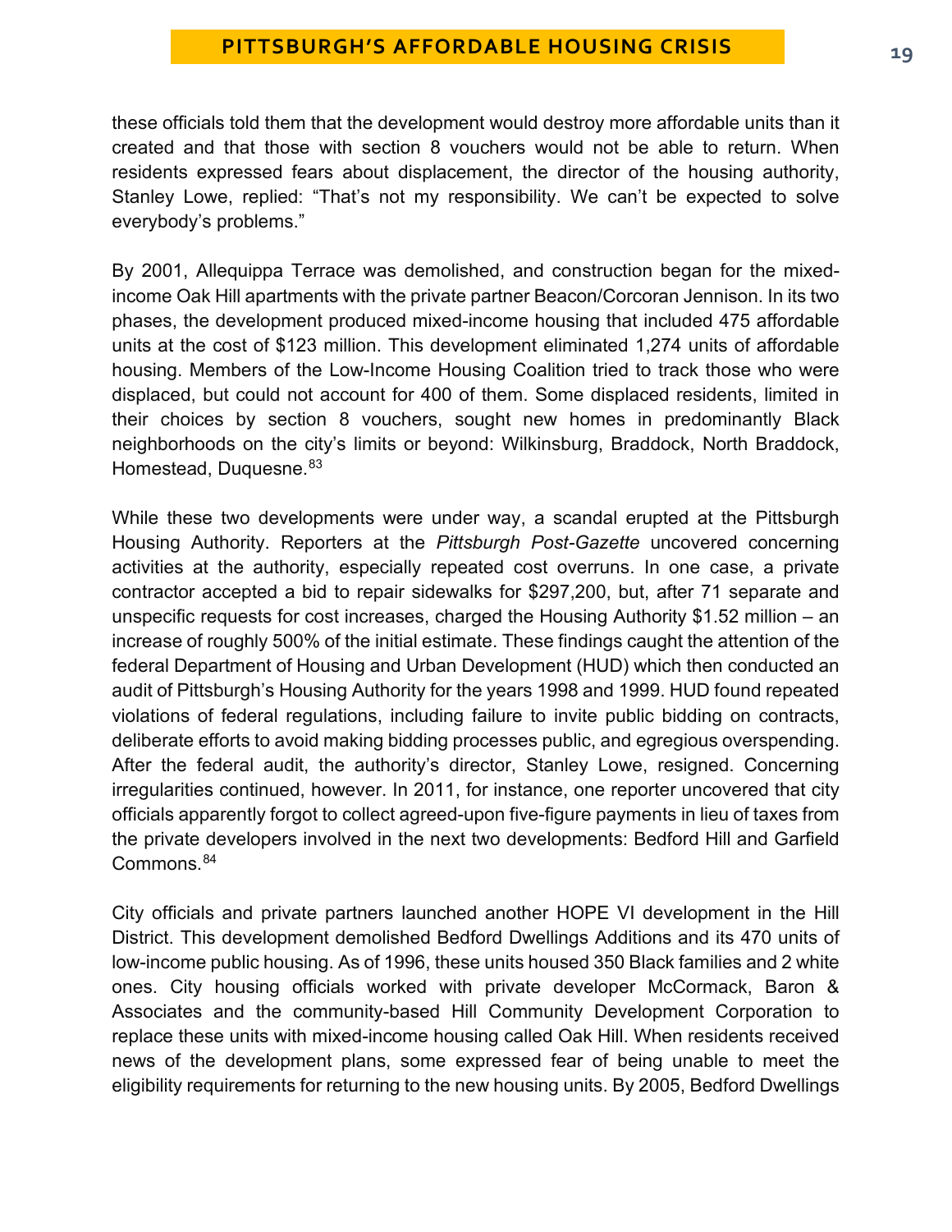these officials told them that the development would destroy more affordable units than it created and that those with section 8 vouchers would not be able to return. When residents expressed fears about displacement, the director of the housing authority, Stanley Lowe, replied: “That’s not my responsibility. We can’t be expected to solve everybody’s problems.”

By 2001, Allequippa Terrace was demolished, and construction began for the mixed-income Oak Hill apartments with the private partner Beacon/Corcoran Jennison. In its two phases, the development produced mixed-income housing that included 475 affordable units at the cost of $123 million. This development eliminated 1,274 units of affordable housing. Members of the Low-Income Housing Coalition tried to track those who were displaced, but could not account for 400 of them. Some displaced residents, limited in their choices by section 8 vouchers, sought new homes in predominantly Black neighborhoods on the city’s limits or beyond: Wilkinsburg, Braddock, North Braddock, Homestead, Duquesne.[83]

While these two developments were under way, a scandal erupted at the Pittsburgh Housing Authority. Reporters at the *Pittsburgh Post-Gazette* uncovered concerning activities at the authority, especially repeated cost overruns. In one case, a private contractor accepted a bid to repair sidewalks for $297,200, but, after 71 separate and unspecific requests for cost increases, charged the Housing Authority $1.52 million – an increase of roughly 500% of the initial estimate. These findings caught the attention of the federal Department of Housing and Urban Development (HUD) which then conducted an audit of Pittsburgh’s Housing Authority for the years 1998 and 1999. HUD found repeated violations of federal regulations, including failure to invite public bidding on contracts, deliberate efforts to avoid making bidding processes public, and egregious overspending. After the federal audit, the authority’s director, Stanley Lowe, resigned. Concerning irregularities continued, however. In 2011, for instance, one reporter uncovered that city officials apparently forgot to collect agreed-upon five-figure payments in lieu of taxes from the private developers involved in the next two developments: Bedford Hill and Garfield Commons.[84]

City officials and private partners launched another HOPE VI development in the Hill District. This development demolished Bedford Dwellings Additions and its 470 units of low-income public housing. As of 1996, these units housed 350 Black families and 2 white ones. City housing officials worked with private developer McCormack, Baron & Associates and the community-based Hill Community Development Corporation to replace these units with mixed-income housing called Oak Hill. When residents received news of the development plans, some expressed fear of being unable to meet the eligibility requirements for returning to the new housing units. By 2005, Bedford Dwellings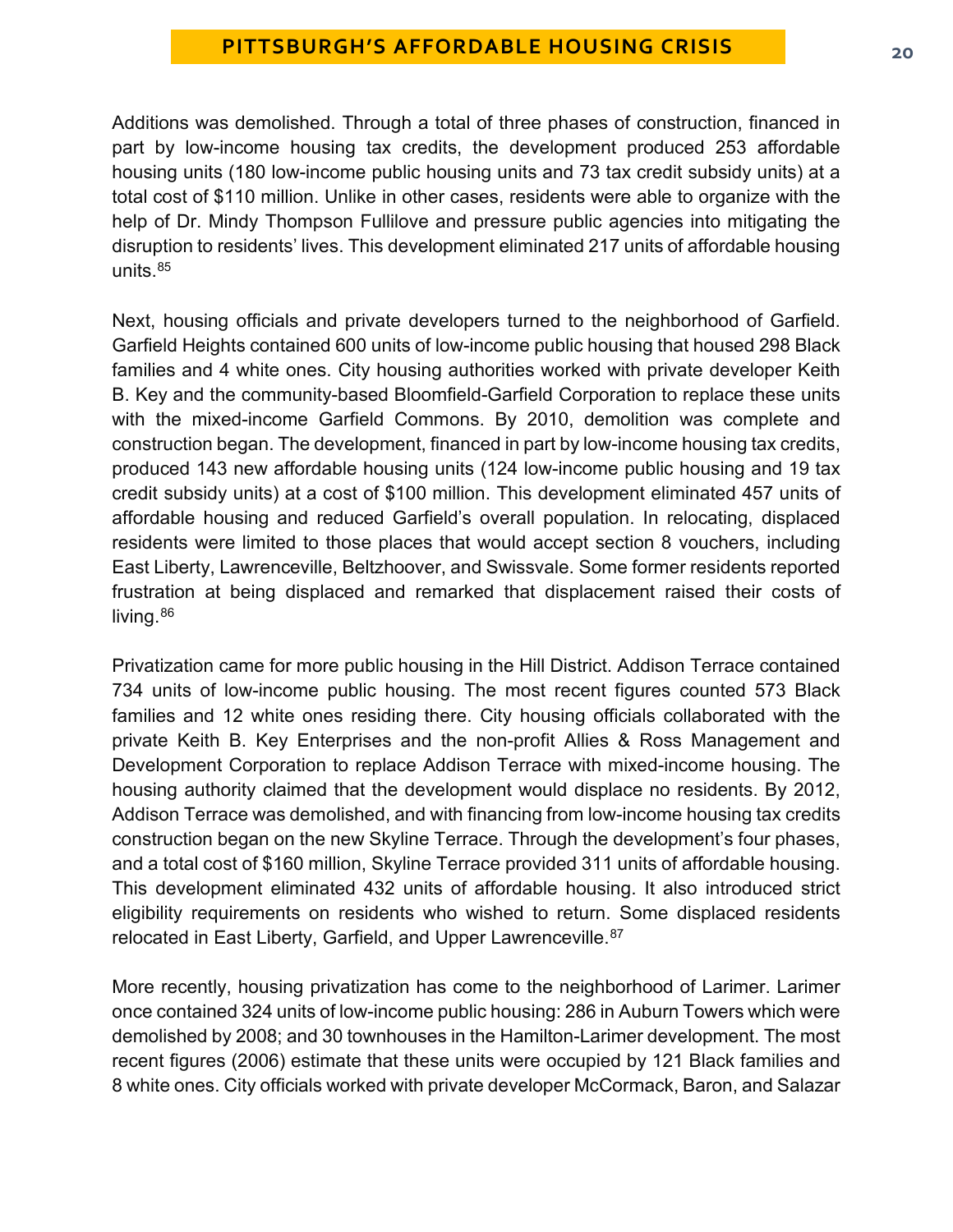Additions was demolished. Through a total of three phases of construction, financed in part by low-income housing tax credits, the development produced 253 affordable housing units (180 low-income public housing units and 73 tax credit subsidy units) at a total cost of $110 million. Unlike in other cases, residents were able to organize with the help of Dr. Mindy Thompson Fullilove and pressure public agencies into mitigating the disruption to residents' lives. This development eliminated 217 units of affordable housing units.[85]

Next, housing officials and private developers turned to the neighborhood of Garfield. Garfield Heights contained 600 units of low-income public housing that housed 298 Black families and 4 white ones. City housing authorities worked with private developer Keith B. Key and the community-based Bloomfield-Garfield Corporation to replace these units with the mixed-income Garfield Commons. By 2010, demolition was complete and construction began. The development, financed in part by low-income housing tax credits, produced 143 new affordable housing units (124 low-income public housing and 19 tax credit subsidy units) at a cost of $100 million. This development eliminated 457 units of affordable housing and reduced Garfield's overall population. In relocating, displaced residents were limited to those places that would accept section 8 vouchers, including East Liberty, Lawrenceville, Beltzhoover, and Swissvale. Some former residents reported frustration at being displaced and remarked that displacement raised their costs of living.[86]

Privatization came for more public housing in the Hill District. Addison Terrace contained 734 units of low-income public housing. The most recent figures counted 573 Black families and 12 white ones residing there. City housing officials collaborated with the private Keith B. Key Enterprises and the non-profit Allies & Ross Management and Development Corporation to replace Addison Terrace with mixed-income housing. The housing authority claimed that the development would displace no residents. By 2012, Addison Terrace was demolished, and with financing from low-income housing tax credits construction began on the new Skyline Terrace. Through the development's four phases, and a total cost of $160 million, Skyline Terrace provided 311 units of affordable housing. This development eliminated 432 units of affordable housing. It also introduced strict eligibility requirements on residents who wished to return. Some displaced residents relocated in East Liberty, Garfield, and Upper Lawrenceville.[87]

More recently, housing privatization has come to the neighborhood of Larimer. Larimer once contained 324 units of low-income public housing: 286 in Auburn Towers which were demolished by 2008; and 30 townhouses in the Hamilton-Larimer development. The most recent figures (2006) estimate that these units were occupied by 121 Black families and 8 white ones. City officials worked with private developer McCormack, Baron, and Salazar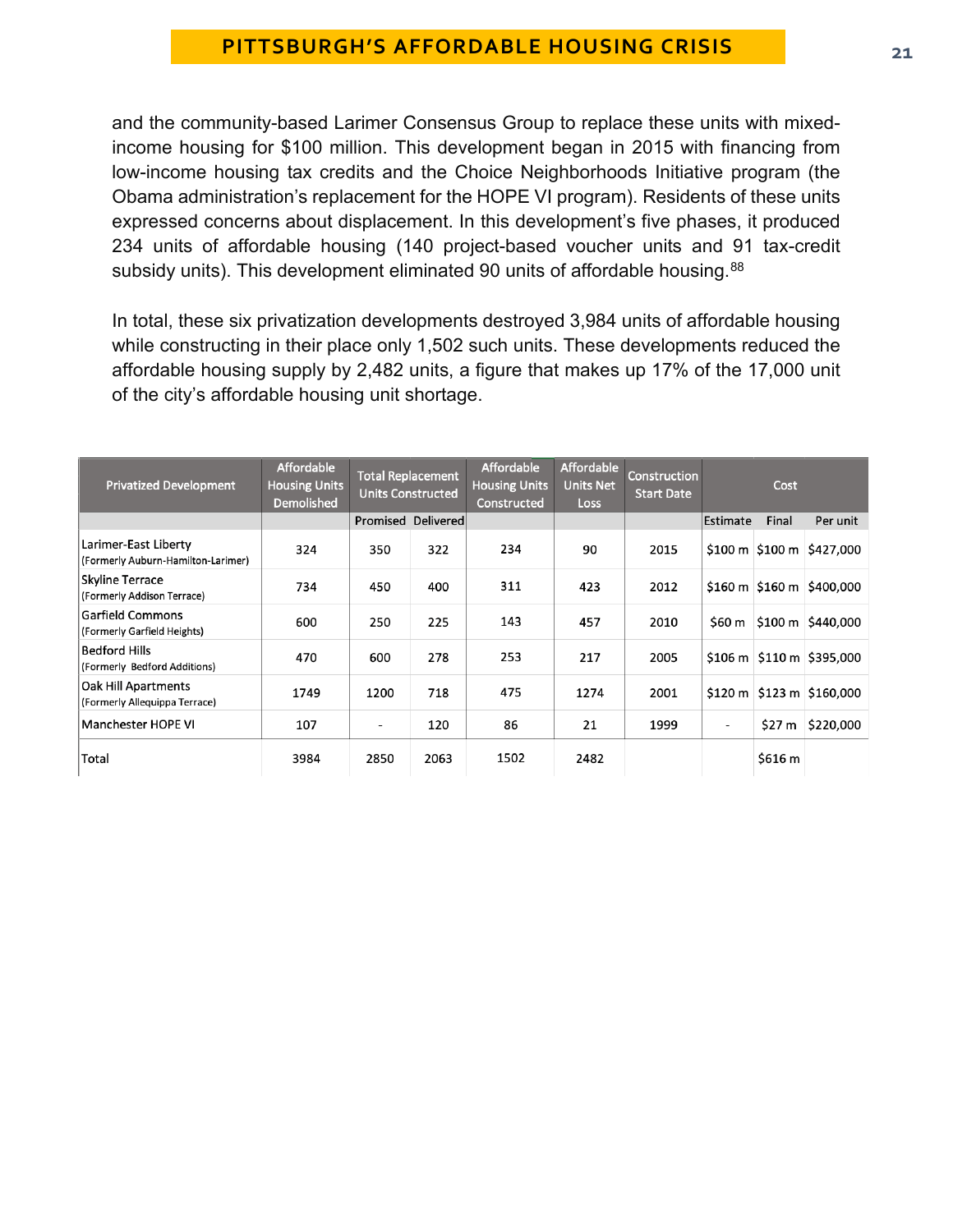and the community-based Larimer Consensus Group to replace these units with mixed-income housing for $100 million. This development began in 2015 with financing from low-income housing tax credits and the Choice Neighborhoods Initiative program (the Obama administration's replacement for the HOPE VI program). Residents of these units expressed concerns about displacement. In this development's five phases, it produced 234 units of affordable housing (140 project-based voucher units and 91 tax-credit subsidy units). This development eliminated 90 units of affordable housing.[88]

In total, these six privatization developments destroyed 3,984 units of affordable housing while constructing in their place only 1,502 such units. These developments reduced the affordable housing supply by 2,482 units, a figure that makes up 17% of the 17,000 unit of the city's affordable housing unit shortage.

| Privatized Development | Affordable Housing Units Demolished | Total Replacement Units Constructed | | Affordable Housing Units Constructed | Affordable Units Net Loss | Construction Start Date | Cost | | |
|---|---|---|---|---|---|---|---|---|---|
| | | Promised | Delivered | | | | Estimate | Final | Per unit |
| Larimer-East Liberty (Formerly Auburn-Hamilton-Larimer) | 324 | 350 | 322 | 234 | 90 | 2015 | $100 m | $100 m | $427,000 |
| Skyline Terrace (Formerly Addison Terrace) | 734 | 450 | 400 | 311 | 423 | 2012 | $160 m | $160 m | $400,000 |
| Garfield Commons (Formerly Garfield Heights) | 600 | 250 | 225 | 143 | 457 | 2010 | $60 m | $100 m | $440,000 |
| Bedford Hills (Formerly Bedford Additions) | 470 | 600 | 278 | 253 | 217 | 2005 | $106 m | $110 m | $395,000 |
| Oak Hill Apartments (Formerly Allequippa Terrace) | 1749 | 1200 | 718 | 475 | 1274 | 2001 | $120 m | $123 m | $160,000 |
| Manchester HOPE VI | 107 | - | 120 | 86 | 21 | 1999 | - | $27 m | $220,000 |
| Total | 3984 | 2850 | 2063 | 1502 | 2482 | | | $616 m | |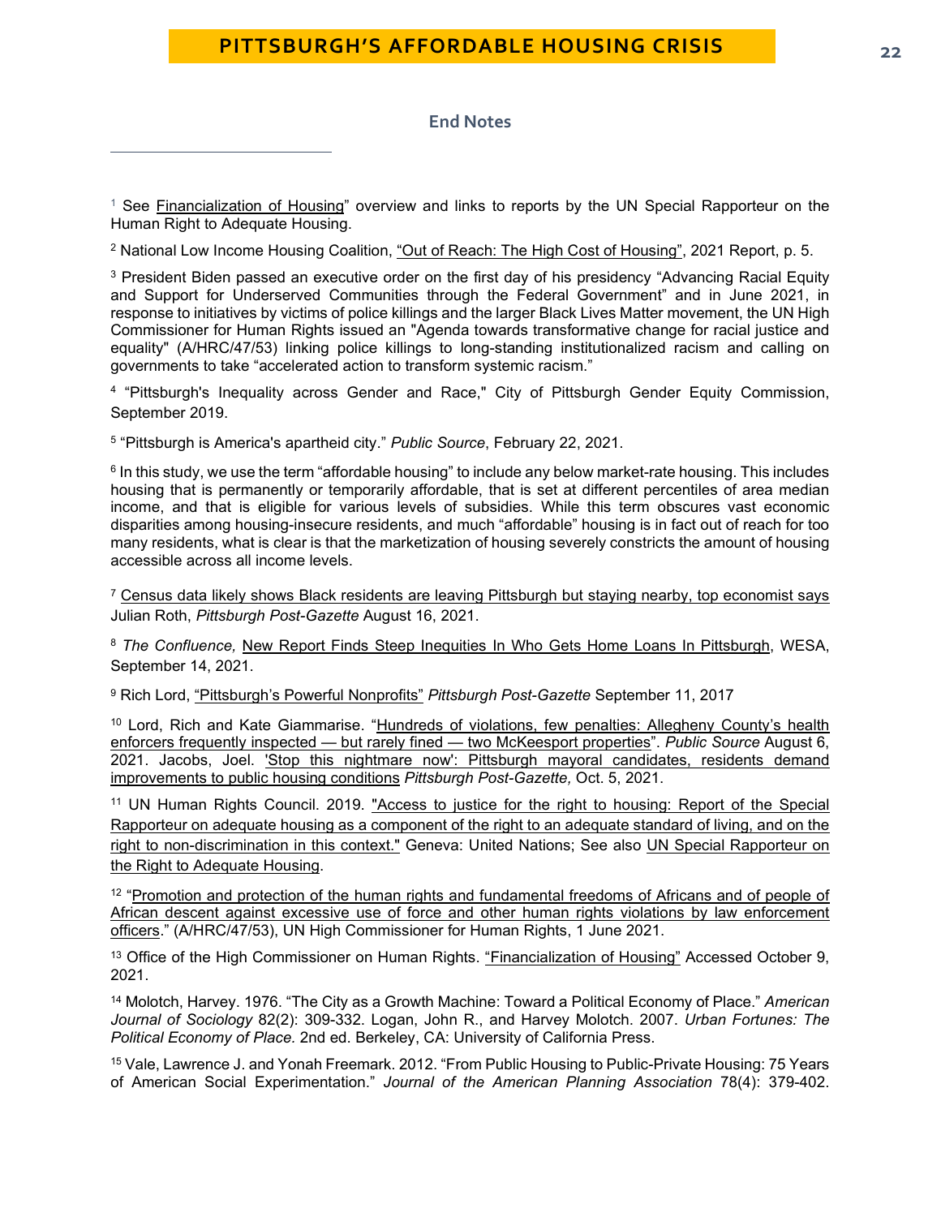## End Notes

[1] See Financialization of Housing" overview and links to reports by the UN Special Rapporteur on the Human Right to Adequate Housing.

[2] National Low Income Housing Coalition, "Out of Reach: The High Cost of Housing", 2021 Report, p. 5.

[3] President Biden passed an executive order on the first day of his presidency "Advancing Racial Equity and Support for Underserved Communities through the Federal Government" and in June 2021, in response to initiatives by victims of police killings and the larger Black Lives Matter movement, the UN High Commissioner for Human Rights issued an "Agenda towards transformative change for racial justice and equality" (A/HRC/47/53) linking police killings to long-standing institutionalized racism and calling on governments to take "accelerated action to transform systemic racism."

[4] "Pittsburgh's Inequality across Gender and Race," City of Pittsburgh Gender Equity Commission, September 2019.

[5] "Pittsburgh is America's apartheid city." *Public Source*, February 22, 2021.

[6] In this study, we use the term "affordable housing" to include any below market-rate housing. This includes housing that is permanently or temporarily affordable, that is set at different percentiles of area median income, and that is eligible for various levels of subsidies. While this term obscures vast economic disparities among housing-insecure residents, and much "affordable" housing is in fact out of reach for too many residents, what is clear is that the marketization of housing severely constricts the amount of housing accessible across all income levels.

[7] Census data likely shows Black residents are leaving Pittsburgh but staying nearby, top economist says Julian Roth, *Pittsburgh Post-Gazette* August 16, 2021.

[8] *The Confluence,* New Report Finds Steep Inequities In Who Gets Home Loans In Pittsburgh, WESA, September 14, 2021.

[9] Rich Lord, "Pittsburgh's Powerful Nonprofits" *Pittsburgh Post-Gazette* September 11, 2017

[10] Lord, Rich and Kate Giammarise. "Hundreds of violations, few penalties: Allegheny County's health enforcers frequently inspected — but rarely fined — two McKeesport properties". *Public Source* August 6, 2021. Jacobs, Joel. 'Stop this nightmare now': Pittsburgh mayoral candidates, residents demand improvements to public housing conditions *Pittsburgh Post-Gazette,* Oct. 5, 2021.

[11] UN Human Rights Council. 2019. "Access to justice for the right to housing: Report of the Special Rapporteur on adequate housing as a component of the right to an adequate standard of living, and on the right to non-discrimination in this context." Geneva: United Nations; See also UN Special Rapporteur on the Right to Adequate Housing.

[12] "Promotion and protection of the human rights and fundamental freedoms of Africans and of people of African descent against excessive use of force and other human rights violations by law enforcement officers." (A/HRC/47/53), UN High Commissioner for Human Rights, 1 June 2021.

[13] Office of the High Commissioner on Human Rights. "Financialization of Housing" Accessed October 9, 2021.

[14] Molotch, Harvey. 1976. "The City as a Growth Machine: Toward a Political Economy of Place." *American Journal of Sociology* 82(2): 309-332. Logan, John R., and Harvey Molotch. 2007. *Urban Fortunes: The Political Economy of Place.* 2nd ed. Berkeley, CA: University of California Press.

[15] Vale, Lawrence J. and Yonah Freemark. 2012. "From Public Housing to Public-Private Housing: 75 Years of American Social Experimentation." *Journal of the American Planning Association* 78(4): 379-402.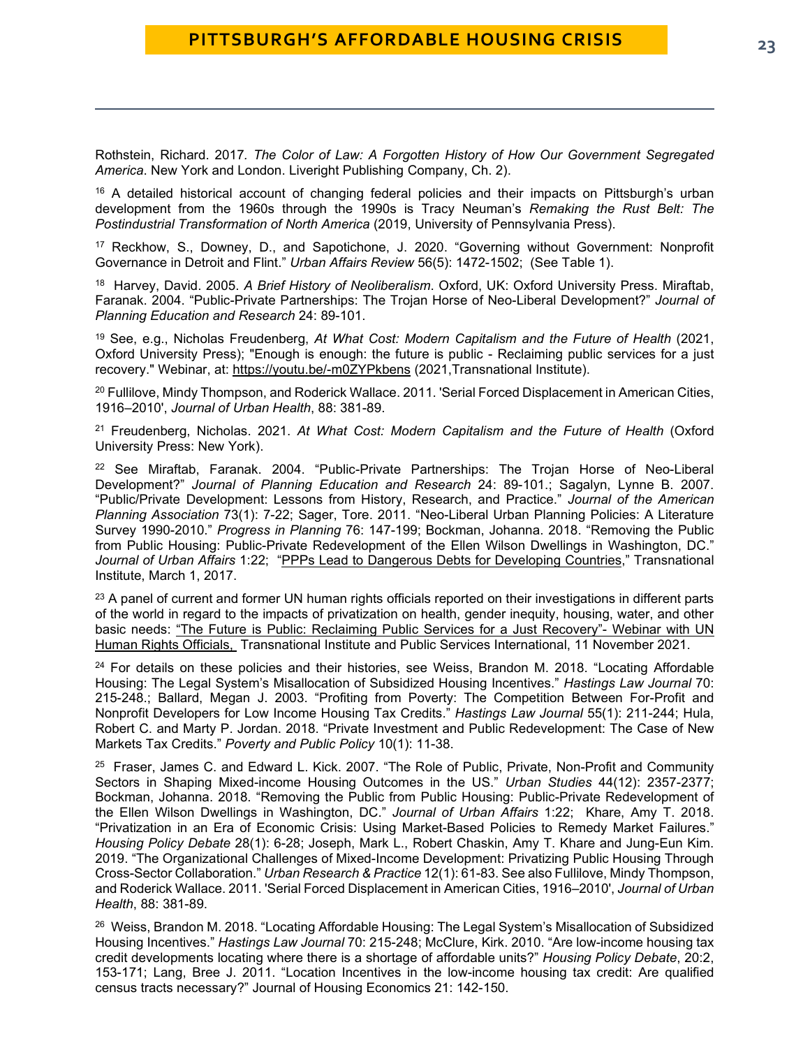Rothstein, Richard. 2017. *The Color of Law: A Forgotten History of How Our Government Segregated America*. New York and London. Liveright Publishing Company, Ch. 2).

[16] A detailed historical account of changing federal policies and their impacts on Pittsburgh's urban development from the 1960s through the 1990s is Tracy Neuman's *Remaking the Rust Belt: The Postindustrial Transformation of North America* (2019, University of Pennsylvania Press).

[17] Reckhow, S., Downey, D., and Sapotichone, J. 2020. "Governing without Government: Nonprofit Governance in Detroit and Flint." *Urban Affairs Review* 56(5): 1472-1502; (See Table 1).

[18] Harvey, David. 2005. *A Brief History of Neoliberalism*. Oxford, UK: Oxford University Press. Miraftab, Faranak. 2004. "Public-Private Partnerships: The Trojan Horse of Neo-Liberal Development?" *Journal of Planning Education and Research* 24: 89-101.

[19] See, e.g., Nicholas Freudenberg, *At What Cost: Modern Capitalism and the Future of Health* (2021, Oxford University Press); "Enough is enough: the future is public - Reclaiming public services for a just recovery." Webinar, at: https://youtu.be/-m0ZYPkbens (2021,Transnational Institute).

[20] Fullilove, Mindy Thompson, and Roderick Wallace. 2011. 'Serial Forced Displacement in American Cities, 1916–2010', *Journal of Urban Health*, 88: 381-89.

[21] Freudenberg, Nicholas. 2021. *At What Cost: Modern Capitalism and the Future of Health* (Oxford University Press: New York).

[22] See Miraftab, Faranak. 2004. "Public-Private Partnerships: The Trojan Horse of Neo-Liberal Development?" *Journal of Planning Education and Research* 24: 89-101.; Sagalyn, Lynne B. 2007. "Public/Private Development: Lessons from History, Research, and Practice." *Journal of the American Planning Association* 73(1): 7-22; Sager, Tore. 2011. "Neo-Liberal Urban Planning Policies: A Literature Survey 1990-2010." *Progress in Planning* 76: 147-199; Bockman, Johanna. 2018. "Removing the Public from Public Housing: Public-Private Redevelopment of the Ellen Wilson Dwellings in Washington, DC." *Journal of Urban Affairs* 1:22; "PPPs Lead to Dangerous Debts for Developing Countries," Transnational Institute, March 1, 2017.

[23] A panel of current and former UN human rights officials reported on their investigations in different parts of the world in regard to the impacts of privatization on health, gender inequity, housing, water, and other basic needs: "The Future is Public: Reclaiming Public Services for a Just Recovery"- Webinar with UN Human Rights Officials, Transnational Institute and Public Services International, 11 November 2021.

[24] For details on these policies and their histories, see Weiss, Brandon M. 2018. "Locating Affordable Housing: The Legal System's Misallocation of Subsidized Housing Incentives." *Hastings Law Journal* 70: 215-248.; Ballard, Megan J. 2003. "Profiting from Poverty: The Competition Between For-Profit and Nonprofit Developers for Low Income Housing Tax Credits." *Hastings Law Journal* 55(1): 211-244; Hula, Robert C. and Marty P. Jordan. 2018. "Private Investment and Public Redevelopment: The Case of New Markets Tax Credits." *Poverty and Public Policy* 10(1): 11-38.

[25] Fraser, James C. and Edward L. Kick. 2007. "The Role of Public, Private, Non-Profit and Community Sectors in Shaping Mixed-income Housing Outcomes in the US." *Urban Studies* 44(12): 2357-2377; Bockman, Johanna. 2018. "Removing the Public from Public Housing: Public-Private Redevelopment of the Ellen Wilson Dwellings in Washington, DC." *Journal of Urban Affairs* 1:22; Khare, Amy T. 2018. "Privatization in an Era of Economic Crisis: Using Market-Based Policies to Remedy Market Failures." *Housing Policy Debate* 28(1): 6-28; Joseph, Mark L., Robert Chaskin, Amy T. Khare and Jung-Eun Kim. 2019. "The Organizational Challenges of Mixed-Income Development: Privatizing Public Housing Through Cross-Sector Collaboration." *Urban Research & Practice* 12(1): 61-83. See also Fullilove, Mindy Thompson, and Roderick Wallace. 2011. 'Serial Forced Displacement in American Cities, 1916–2010', *Journal of Urban Health*, 88: 381-89.

[26] Weiss, Brandon M. 2018. "Locating Affordable Housing: The Legal System's Misallocation of Subsidized Housing Incentives." *Hastings Law Journal* 70: 215-248; McClure, Kirk. 2010. "Are low-income housing tax credit developments locating where there is a shortage of affordable units?" *Housing Policy Debate*, 20:2, 153-171; Lang, Bree J. 2011. "Location Incentives in the low-income housing tax credit: Are qualified census tracts necessary?" Journal of Housing Economics 21: 142-150.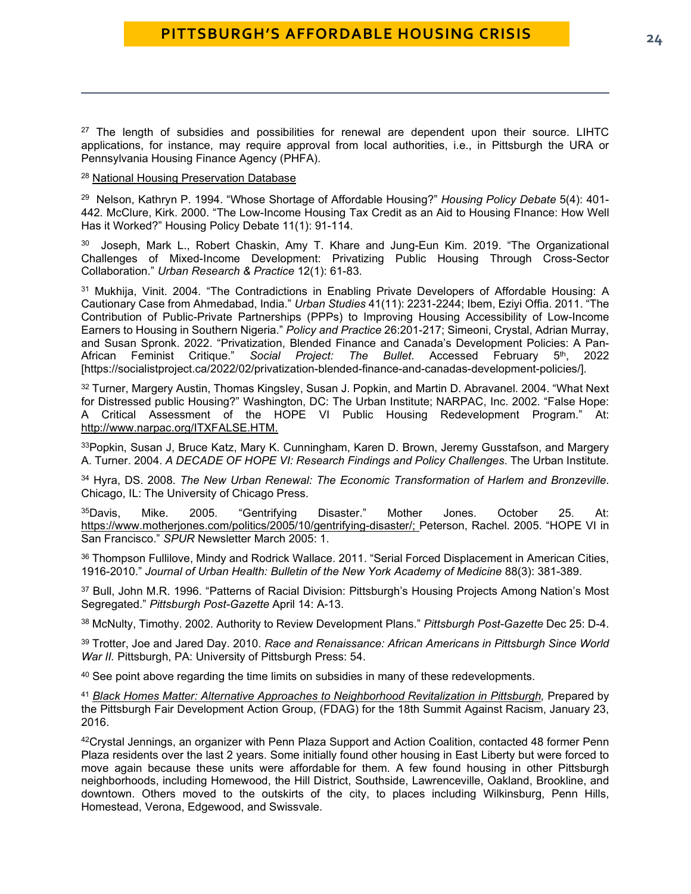[27] The length of subsidies and possibilities for renewal are dependent upon their source. LIHTC applications, for instance, may require approval from local authorities, i.e., in Pittsburgh the URA or Pennsylvania Housing Finance Agency (PHFA).

[28] National Housing Preservation Database

[29] Nelson, Kathryn P. 1994. "Whose Shortage of Affordable Housing?" *Housing Policy Debate* 5(4): 401-442. McClure, Kirk. 2000. "The Low-Income Housing Tax Credit as an Aid to Housing FInance: How Well Has it Worked?" Housing Policy Debate 11(1): 91-114.

[30] Joseph, Mark L., Robert Chaskin, Amy T. Khare and Jung-Eun Kim. 2019. "The Organizational Challenges of Mixed-Income Development: Privatizing Public Housing Through Cross-Sector Collaboration." *Urban Research & Practice* 12(1): 61-83.

[31] Mukhija, Vinit. 2004. "The Contradictions in Enabling Private Developers of Affordable Housing: A Cautionary Case from Ahmedabad, India." *Urban Studies* 41(11): 2231-2244; Ibem, Eziyi Offia. 2011. "The Contribution of Public-Private Partnerships (PPPs) to Improving Housing Accessibility of Low-Income Earners to Housing in Southern Nigeria." *Policy and Practice* 26:201-217; Simeoni, Crystal, Adrian Murray, and Susan Spronk. 2022. "Privatization, Blended Finance and Canada's Development Policies: A Pan-African Feminist Critique." *Social Project: The Bullet*. Accessed February 5th, 2022 [https://socialistproject.ca/2022/02/privatization-blended-finance-and-canadas-development-policies/].

[32] Turner, Margery Austin, Thomas Kingsley, Susan J. Popkin, and Martin D. Abravanel. 2004. "What Next for Distressed public Housing?" Washington, DC: The Urban Institute; NARPAC, Inc. 2002. "False Hope: A Critical Assessment of the HOPE VI Public Housing Redevelopment Program." At: http://www.narpac.org/ITXFALSE.HTM.

[33] Popkin, Susan J, Bruce Katz, Mary K. Cunningham, Karen D. Brown, Jeremy Gusstafson, and Margery A. Turner. 2004. *A DECADE OF HOPE VI: Research Findings and Policy Challenges*. The Urban Institute.

[34] Hyra, DS. 2008. *The New Urban Renewal: The Economic Transformation of Harlem and Bronzeville*. Chicago, IL: The University of Chicago Press.

[35] Davis, Mike. 2005. "Gentrifying Disaster." Mother Jones. October 25. At: https://www.motherjones.com/politics/2005/10/gentrifying-disaster/; Peterson, Rachel. 2005. "HOPE VI in San Francisco." *SPUR* Newsletter March 2005: 1.

[36] Thompson Fullilove, Mindy and Rodrick Wallace. 2011. "Serial Forced Displacement in American Cities, 1916-2010." *Journal of Urban Health: Bulletin of the New York Academy of Medicine* 88(3): 381-389.

[37] Bull, John M.R. 1996. "Patterns of Racial Division: Pittsburgh's Housing Projects Among Nation's Most Segregated." *Pittsburgh Post-Gazette* April 14: A-13.

[38] McNulty, Timothy. 2002. Authority to Review Development Plans." *Pittsburgh Post-Gazette* Dec 25: D-4.

[39] Trotter, Joe and Jared Day. 2010. *Race and Renaissance: African Americans in Pittsburgh Since World War II*. Pittsburgh, PA: University of Pittsburgh Press: 54.

[40] See point above regarding the time limits on subsidies in many of these redevelopments.

[41] *Black Homes Matter: Alternative Approaches to Neighborhood Revitalization in Pittsburgh,* Prepared by the Pittsburgh Fair Development Action Group, (FDAG) for the 18th Summit Against Racism, January 23, 2016.

[42] Crystal Jennings, an organizer with Penn Plaza Support and Action Coalition, contacted 48 former Penn Plaza residents over the last 2 years. Some initially found other housing in East Liberty but were forced to move again because these units were affordable for them. A few found housing in other Pittsburgh neighborhoods, including Homewood, the Hill District, Southside, Lawrenceville, Oakland, Brookline, and downtown. Others moved to the outskirts of the city, to places including Wilkinsburg, Penn Hills, Homestead, Verona, Edgewood, and Swissvale.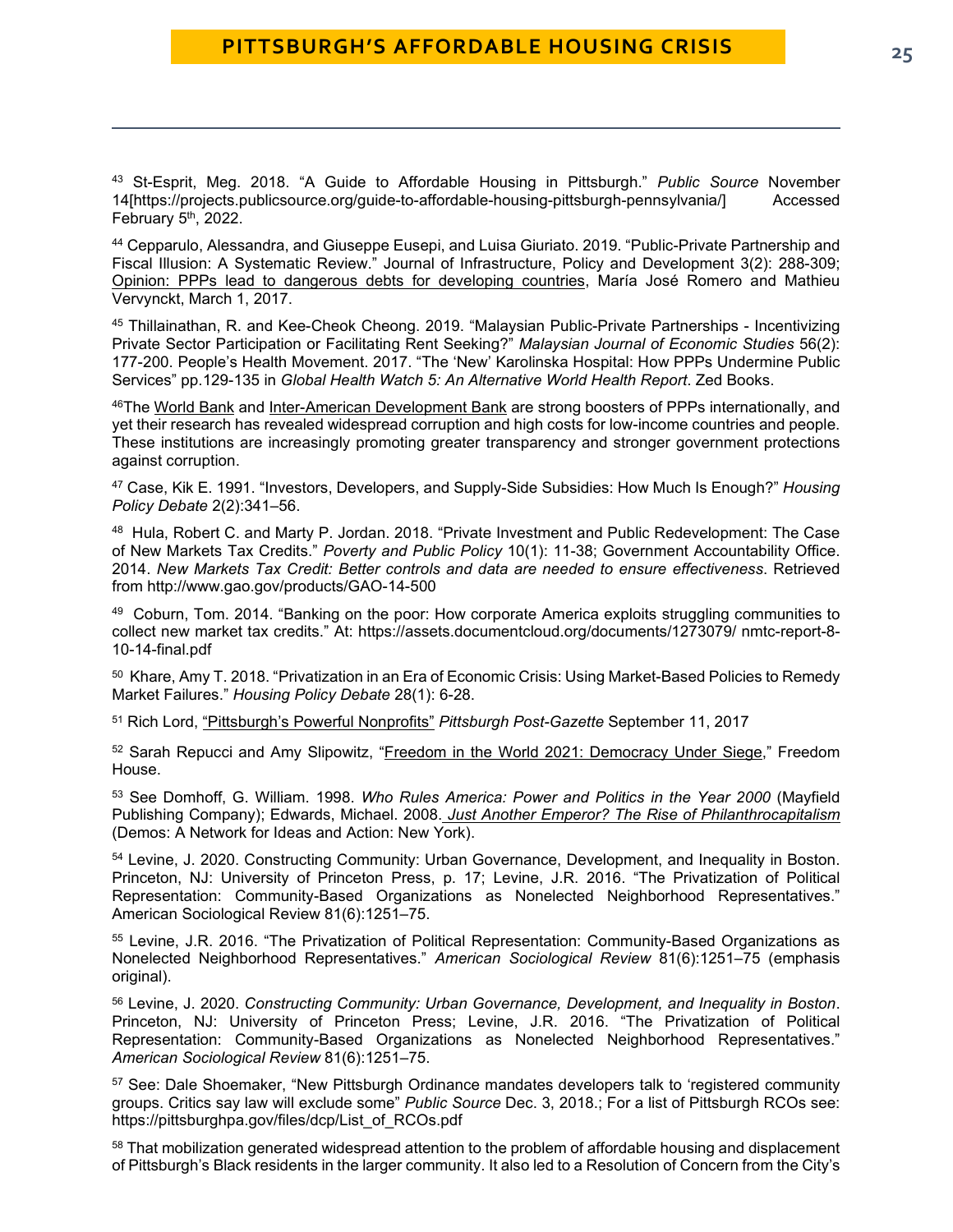[43] St-Esprit, Meg. 2018. "A Guide to Affordable Housing in Pittsburgh." *Public Source* November 14[https://projects.publicsource.org/guide-to-affordable-housing-pittsburgh-pennsylvania/] Accessed February 5th, 2022.

[44] Cepparulo, Alessandra, and Giuseppe Eusepi, and Luisa Giuriato. 2019. "Public-Private Partnership and Fiscal Illusion: A Systematic Review." Journal of Infrastructure, Policy and Development 3(2): 288-309; Opinion: PPPs lead to dangerous debts for developing countries, María José Romero and Mathieu Vervynckt, March 1, 2017.

[45] Thillainathan, R. and Kee-Cheok Cheong. 2019. "Malaysian Public-Private Partnerships - Incentivizing Private Sector Participation or Facilitating Rent Seeking?" *Malaysian Journal of Economic Studies* 56(2): 177-200. People's Health Movement. 2017. "The 'New' Karolinska Hospital: How PPPs Undermine Public Services" pp.129-135 in *Global Health Watch 5: An Alternative World Health Report*. Zed Books.

[46] The World Bank and Inter-American Development Bank are strong boosters of PPPs internationally, and yet their research has revealed widespread corruption and high costs for low-income countries and people. These institutions are increasingly promoting greater transparency and stronger government protections against corruption.

[47] Case, Kik E. 1991. "Investors, Developers, and Supply-Side Subsidies: How Much Is Enough?" *Housing Policy Debate* 2(2):341–56.

[48] Hula, Robert C. and Marty P. Jordan. 2018. "Private Investment and Public Redevelopment: The Case of New Markets Tax Credits." *Poverty and Public Policy* 10(1): 11-38; Government Accountability Office. 2014. *New Markets Tax Credit: Better controls and data are needed to ensure effectiveness*. Retrieved from http://www.gao.gov/products/GAO-14-500

[49] Coburn, Tom. 2014. "Banking on the poor: How corporate America exploits struggling communities to collect new market tax credits." At: https://assets.documentcloud.org/documents/1273079/ nmtc-report-8-10-14-final.pdf

[50] Khare, Amy T. 2018. "Privatization in an Era of Economic Crisis: Using Market-Based Policies to Remedy Market Failures." *Housing Policy Debate* 28(1): 6-28.

[51] Rich Lord, "Pittsburgh's Powerful Nonprofits" *Pittsburgh Post-Gazette* September 11, 2017

[52] Sarah Repucci and Amy Slipowitz, "Freedom in the World 2021: Democracy Under Siege," Freedom House.

[53] See Domhoff, G. William. 1998. *Who Rules America: Power and Politics in the Year 2000* (Mayfield Publishing Company); Edwards, Michael. 2008. *Just Another Emperor? The Rise of Philanthrocapitalism* (Demos: A Network for Ideas and Action: New York).

[54] Levine, J. 2020. Constructing Community: Urban Governance, Development, and Inequality in Boston. Princeton, NJ: University of Princeton Press, p. 17; Levine, J.R. 2016. "The Privatization of Political Representation: Community-Based Organizations as Nonelected Neighborhood Representatives." American Sociological Review 81(6):1251–75.

[55] Levine, J.R. 2016. "The Privatization of Political Representation: Community-Based Organizations as Nonelected Neighborhood Representatives." *American Sociological Review* 81(6):1251–75 (emphasis original).

[56] Levine, J. 2020. *Constructing Community: Urban Governance, Development, and Inequality in Boston*. Princeton, NJ: University of Princeton Press; Levine, J.R. 2016. "The Privatization of Political Representation: Community-Based Organizations as Nonelected Neighborhood Representatives." *American Sociological Review* 81(6):1251–75.

[57] See: Dale Shoemaker, "New Pittsburgh Ordinance mandates developers talk to 'registered community groups. Critics say law will exclude some" *Public Source* Dec. 3, 2018.; For a list of Pittsburgh RCOs see: https://pittsburghpa.gov/files/dcp/List_of_RCOs.pdf

[58] That mobilization generated widespread attention to the problem of affordable housing and displacement of Pittsburgh's Black residents in the larger community. It also led to a Resolution of Concern from the City's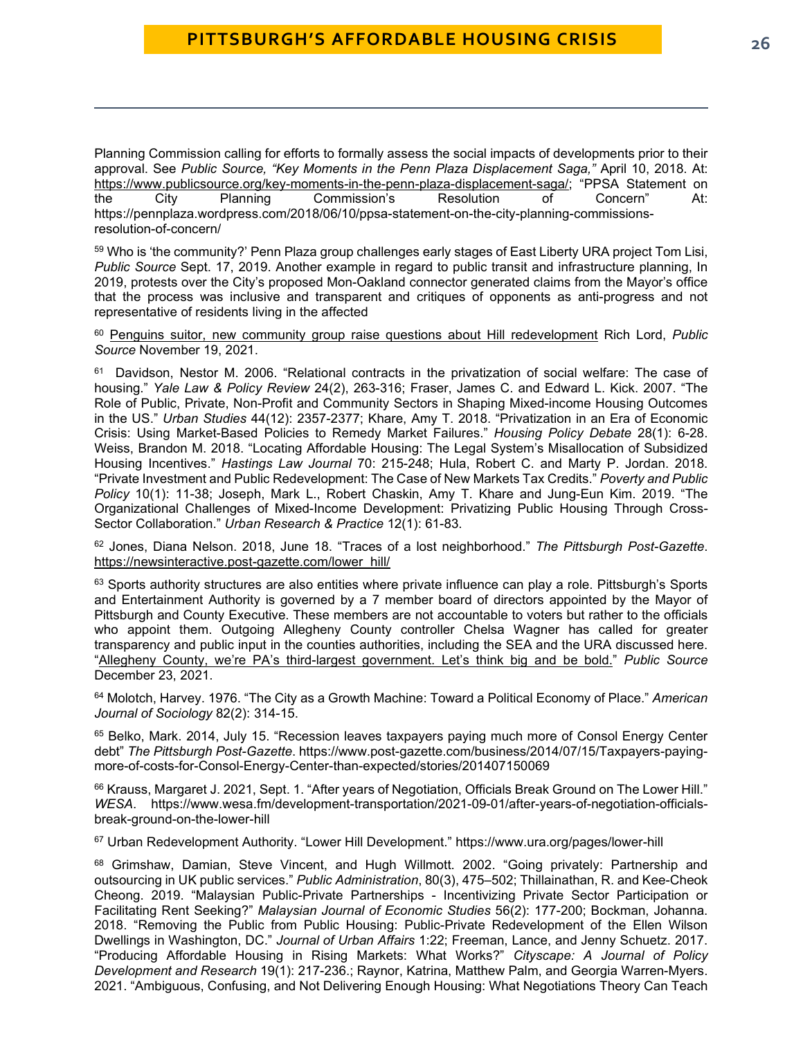Planning Commission calling for efforts to formally assess the social impacts of developments prior to their approval. See *Public Source, "Key Moments in the Penn Plaza Displacement Saga,"* April 10, 2018. At: https://www.publicsource.org/key-moments-in-the-penn-plaza-displacement-saga/; "PPSA Statement on the City Planning Commission's Resolution of Concern" At: https://pennplaza.wordpress.com/2018/06/10/ppsa-statement-on-the-city-planning-commissions-resolution-of-concern/

[59] Who is 'the community?' Penn Plaza group challenges early stages of East Liberty URA project Tom Lisi, *Public Source* Sept. 17, 2019. Another example in regard to public transit and infrastructure planning, In 2019, protests over the City's proposed Mon-Oakland connector generated claims from the Mayor's office that the process was inclusive and transparent and critiques of opponents as anti-progress and not representative of residents living in the affected

[60] Penguins suitor, new community group raise questions about Hill redevelopment Rich Lord, *Public Source* November 19, 2021.

[61] Davidson, Nestor M. 2006. "Relational contracts in the privatization of social welfare: The case of housing." *Yale Law & Policy Review* 24(2), 263-316; Fraser, James C. and Edward L. Kick. 2007. "The Role of Public, Private, Non-Profit and Community Sectors in Shaping Mixed-income Housing Outcomes in the US." *Urban Studies* 44(12): 2357-2377; Khare, Amy T. 2018. "Privatization in an Era of Economic Crisis: Using Market-Based Policies to Remedy Market Failures." *Housing Policy Debate* 28(1): 6-28. Weiss, Brandon M. 2018. "Locating Affordable Housing: The Legal System's Misallocation of Subsidized Housing Incentives." *Hastings Law Journal* 70: 215-248; Hula, Robert C. and Marty P. Jordan. 2018. "Private Investment and Public Redevelopment: The Case of New Markets Tax Credits." *Poverty and Public Policy* 10(1): 11-38; Joseph, Mark L., Robert Chaskin, Amy T. Khare and Jung-Eun Kim. 2019. "The Organizational Challenges of Mixed-Income Development: Privatizing Public Housing Through Cross-Sector Collaboration." *Urban Research & Practice* 12(1): 61-83.

[62] Jones, Diana Nelson. 2018, June 18. "Traces of a lost neighborhood." *The Pittsburgh Post-Gazette*. https://newsinteractive.post-gazette.com/lower_hill/

[63] Sports authority structures are also entities where private influence can play a role. Pittsburgh's Sports and Entertainment Authority is governed by a 7 member board of directors appointed by the Mayor of Pittsburgh and County Executive. These members are not accountable to voters but rather to the officials who appoint them. Outgoing Allegheny County controller Chelsa Wagner has called for greater transparency and public input in the counties authorities, including the SEA and the URA discussed here. "Allegheny County, we're PA's third-largest government. Let's think big and be bold." *Public Source* December 23, 2021.

[64] Molotch, Harvey. 1976. "The City as a Growth Machine: Toward a Political Economy of Place." *American Journal of Sociology* 82(2): 314-15.

[65] Belko, Mark. 2014, July 15. "Recession leaves taxpayers paying much more of Consol Energy Center debt" *The Pittsburgh Post-Gazette*. https://www.post-gazette.com/business/2014/07/15/Taxpayers-paying-more-of-costs-for-Consol-Energy-Center-than-expected/stories/201407150069

[66] Krauss, Margaret J. 2021, Sept. 1. "After years of Negotiation, Officials Break Ground on The Lower Hill." *WESA*. https://www.wesa.fm/development-transportation/2021-09-01/after-years-of-negotiation-officials-break-ground-on-the-lower-hill

[67] Urban Redevelopment Authority. "Lower Hill Development." https://www.ura.org/pages/lower-hill

[68] Grimshaw, Damian, Steve Vincent, and Hugh Willmott. 2002. "Going privately: Partnership and outsourcing in UK public services." *Public Administration*, 80(3), 475–502; Thillainathan, R. and Kee-Cheok Cheong. 2019. "Malaysian Public-Private Partnerships - Incentivizing Private Sector Participation or Facilitating Rent Seeking?" *Malaysian Journal of Economic Studies* 56(2): 177-200; Bockman, Johanna. 2018. "Removing the Public from Public Housing: Public-Private Redevelopment of the Ellen Wilson Dwellings in Washington, DC." *Journal of Urban Affairs* 1:22; Freeman, Lance, and Jenny Schuetz. 2017. "Producing Affordable Housing in Rising Markets: What Works?" *Cityscape: A Journal of Policy Development and Research* 19(1): 217-236.; Raynor, Katrina, Matthew Palm, and Georgia Warren-Myers. 2021. "Ambiguous, Confusing, and Not Delivering Enough Housing: What Negotiations Theory Can Teach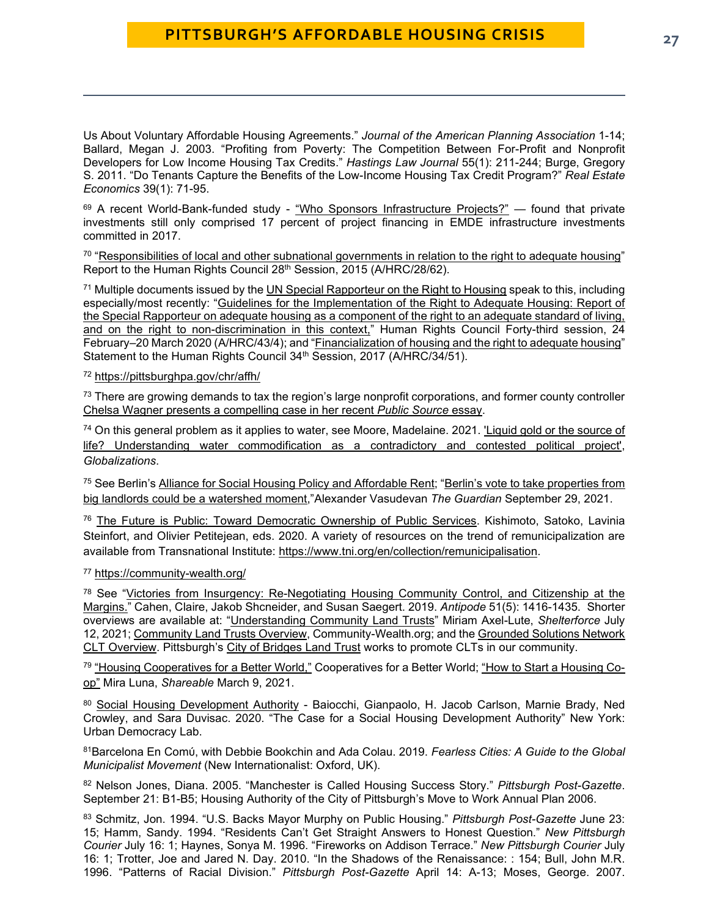Us About Voluntary Affordable Housing Agreements." *Journal of the American Planning Association* 1-14; Ballard, Megan J. 2003. "Profiting from Poverty: The Competition Between For-Profit and Nonprofit Developers for Low Income Housing Tax Credits." *Hastings Law Journal* 55(1): 211-244; Burge, Gregory S. 2011. "Do Tenants Capture the Benefits of the Low-Income Housing Tax Credit Program?" *Real Estate Economics* 39(1): 71-95.

[69] A recent World-Bank-funded study - "Who Sponsors Infrastructure Projects?" — found that private investments still only comprised 17 percent of project financing in EMDE infrastructure investments committed in 2017.

[70] "Responsibilities of local and other subnational governments in relation to the right to adequate housing" Report to the Human Rights Council 28th Session, 2015 (A/HRC/28/62).

[71] Multiple documents issued by the UN Special Rapporteur on the Right to Housing speak to this, including especially/most recently: "Guidelines for the Implementation of the Right to Adequate Housing: Report of the Special Rapporteur on adequate housing as a component of the right to an adequate standard of living, and on the right to non-discrimination in this context," Human Rights Council Forty-third session, 24 February–20 March 2020 (A/HRC/43/4); and "Financialization of housing and the right to adequate housing" Statement to the Human Rights Council 34th Session, 2017 (A/HRC/34/51).

[72] https://pittsburghpa.gov/chr/affh/

[73] There are growing demands to tax the region's large nonprofit corporations, and former county controller Chelsa Wagner presents a compelling case in her recent *Public Source* essay.

[74] On this general problem as it applies to water, see Moore, Madelaine. 2021. 'Liquid gold or the source of life? Understanding water commodification as a contradictory and contested political project', *Globalizations*.

[75] See Berlin's Alliance for Social Housing Policy and Affordable Rent; "Berlin's vote to take properties from big landlords could be a watershed moment,"Alexander Vasudevan *The Guardian* September 29, 2021.

[76] The Future is Public: Toward Democratic Ownership of Public Services. Kishimoto, Satoko, Lavinia Steinfort, and Olivier Petitejean, eds. 2020. A variety of resources on the trend of remunicipalization are available from Transnational Institute: https://www.tni.org/en/collection/remunicipalisation.

[77] https://community-wealth.org/

[78] See "Victories from Insurgency: Re-Negotiating Housing Community Control, and Citizenship at the Margins." Cahen, Claire, Jakob Shcneider, and Susan Saegert. 2019. *Antipode* 51(5): 1416-1435. Shorter overviews are available at: "Understanding Community Land Trusts" Miriam Axel-Lute, *Shelterforce* July 12, 2021; Community Land Trusts Overview, Community-Wealth.org; and the Grounded Solutions Network CLT Overview. Pittsburgh's City of Bridges Land Trust works to promote CLTs in our community.

[79] "Housing Cooperatives for a Better World," Cooperatives for a Better World; "How to Start a Housing Co-op" Mira Luna, *Shareable* March 9, 2021.

[80] Social Housing Development Authority - Baiocchi, Gianpaolo, H. Jacob Carlson, Marnie Brady, Ned Crowley, and Sara Duvisac. 2020. "The Case for a Social Housing Development Authority" New York: Urban Democracy Lab.

[81] Barcelona En Comú, with Debbie Bookchin and Ada Colau. 2019. *Fearless Cities: A Guide to the Global Municipalist Movement* (New Internationalist: Oxford, UK).

[82] Nelson Jones, Diana. 2005. "Manchester is Called Housing Success Story." *Pittsburgh Post-Gazette*. September 21: B1-B5; Housing Authority of the City of Pittsburgh's Move to Work Annual Plan 2006.

[83] Schmitz, Jon. 1994. "U.S. Backs Mayor Murphy on Public Housing." *Pittsburgh Post-Gazette* June 23: 15; Hamm, Sandy. 1994. "Residents Can't Get Straight Answers to Honest Question." *New Pittsburgh Courier* July 16: 1; Haynes, Sonya M. 1996. "Fireworks on Addison Terrace." *New Pittsburgh Courier* July 16: 1; Trotter, Joe and Jared N. Day. 2010. "In the Shadows of the Renaissance: : 154; Bull, John M.R. 1996. "Patterns of Racial Division." *Pittsburgh Post-Gazette* April 14: A-13; Moses, George. 2007.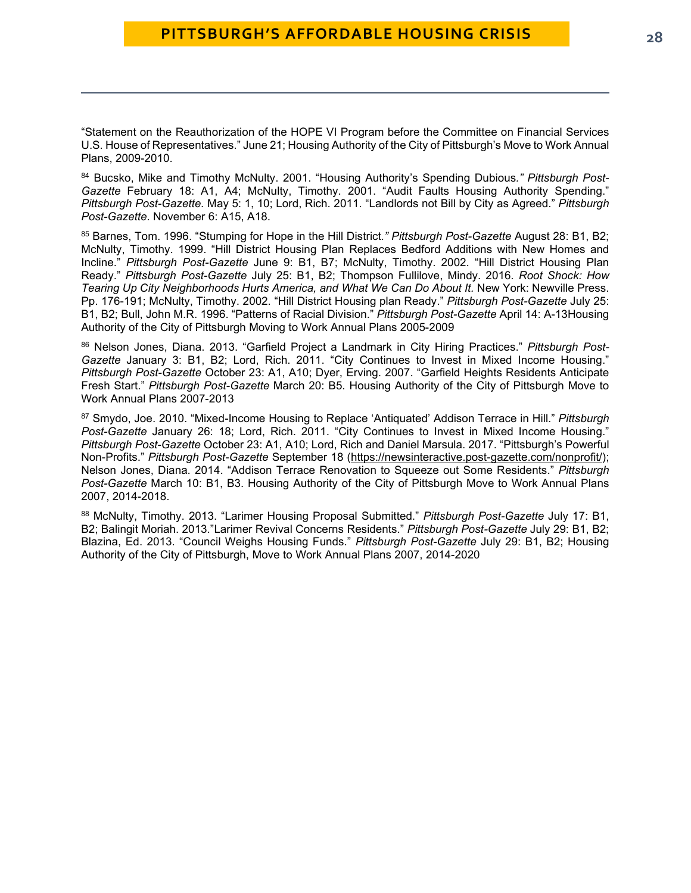"Statement on the Reauthorization of the HOPE VI Program before the Committee on Financial Services U.S. House of Representatives." June 21; Housing Authority of the City of Pittsburgh's Move to Work Annual Plans, 2009-2010.

[84] Bucsko, Mike and Timothy McNulty. 2001. "Housing Authority's Spending Dubious*." Pittsburgh Post-Gazette* February 18: A1, A4; McNulty, Timothy. 2001. "Audit Faults Housing Authority Spending." *Pittsburgh Post-Gazette*. May 5: 1, 10; Lord, Rich. 2011. "Landlords not Bill by City as Agreed." *Pittsburgh Post-Gazette*. November 6: A15, A18.

[85] Barnes, Tom. 1996. "Stumping for Hope in the Hill District*." Pittsburgh Post-Gazette* August 28: B1, B2; McNulty, Timothy. 1999. "Hill District Housing Plan Replaces Bedford Additions with New Homes and Incline." *Pittsburgh Post-Gazette* June 9: B1, B7; McNulty, Timothy. 2002. "Hill District Housing Plan Ready." *Pittsburgh Post-Gazette* July 25: B1, B2; Thompson Fullilove, Mindy. 2016. *Root Shock: How Tearing Up City Neighborhoods Hurts America, and What We Can Do About It*. New York: Newville Press. Pp. 176-191; McNulty, Timothy. 2002. "Hill District Housing plan Ready." *Pittsburgh Post-Gazette* July 25: B1, B2; Bull, John M.R. 1996. "Patterns of Racial Division." *Pittsburgh Post-Gazette* April 14: A-13Housing Authority of the City of Pittsburgh Moving to Work Annual Plans 2005-2009

[86] Nelson Jones, Diana. 2013. "Garfield Project a Landmark in City Hiring Practices." *Pittsburgh Post-Gazette* January 3: B1, B2; Lord, Rich. 2011. "City Continues to Invest in Mixed Income Housing." *Pittsburgh Post-Gazette* October 23: A1, A10; Dyer, Erving. 2007. "Garfield Heights Residents Anticipate Fresh Start." *Pittsburgh Post-Gazette* March 20: B5. Housing Authority of the City of Pittsburgh Move to Work Annual Plans 2007-2013

[87] Smydo, Joe. 2010. "Mixed-Income Housing to Replace 'Antiquated' Addison Terrace in Hill." *Pittsburgh Post-Gazette* January 26: 18; Lord, Rich. 2011. "City Continues to Invest in Mixed Income Housing." *Pittsburgh Post-Gazette* October 23: A1, A10; Lord, Rich and Daniel Marsula. 2017. "Pittsburgh's Powerful Non-Profits." *Pittsburgh Post-Gazette* September 18 (https://newsinteractive.post-gazette.com/nonprofit/); Nelson Jones, Diana. 2014. "Addison Terrace Renovation to Squeeze out Some Residents." *Pittsburgh Post-Gazette* March 10: B1, B3. Housing Authority of the City of Pittsburgh Move to Work Annual Plans 2007, 2014-2018.

[88] McNulty, Timothy. 2013. "Larimer Housing Proposal Submitted." *Pittsburgh Post-Gazette* July 17: B1, B2; Balingit Moriah. 2013."Larimer Revival Concerns Residents." *Pittsburgh Post-Gazette* July 29: B1, B2; Blazina, Ed. 2013. "Council Weighs Housing Funds." *Pittsburgh Post-Gazette* July 29: B1, B2; Housing Authority of the City of Pittsburgh, Move to Work Annual Plans 2007, 2014-2020